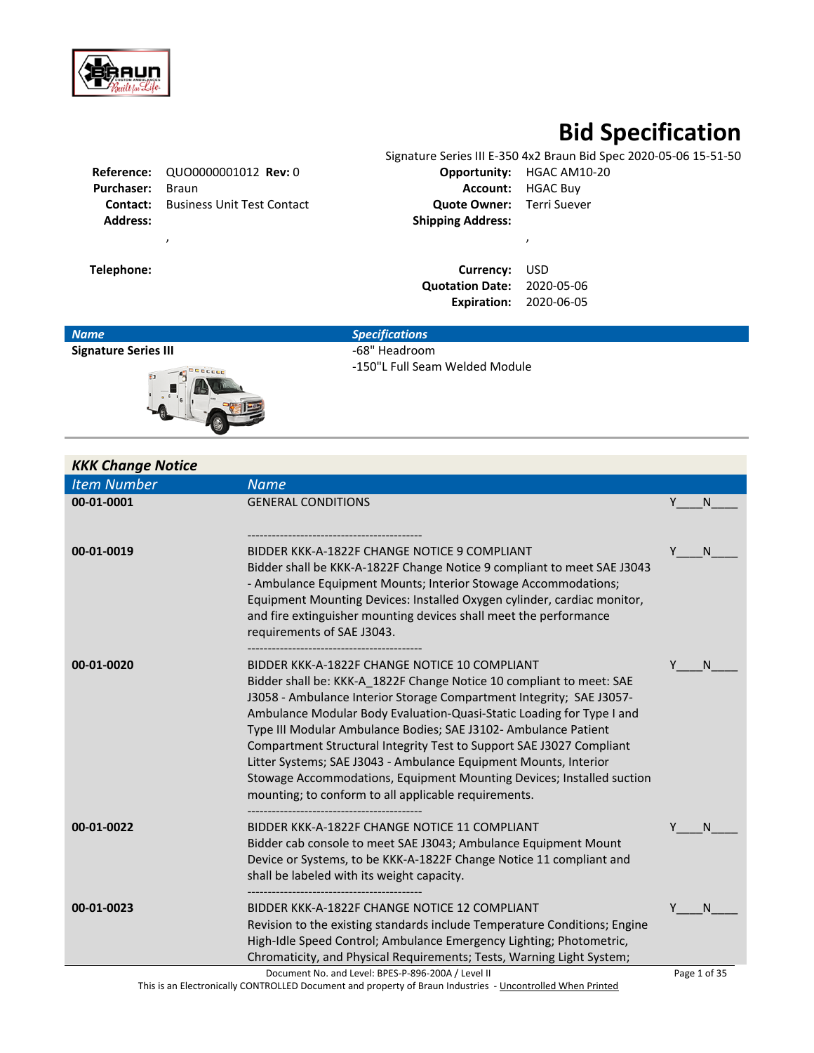# Bid Specification

Signature Series III E-350 4x2 Braun Bid Spec 2020-05-06 15-51-50

**Reference:** QUO0000001012 **Rev:** 0
**Purchaser:** Braun
**Contact:** Business Unit Test Contact
**Address:**
,

**Telephone:**

**Opportunity:** HGAC AM10-20
**Account:** HGAC Buy
**Quote Owner:** Terri Suever
**Shipping Address:**
,

**Currency:** USD
**Quotation Date:** 2020-05-06
**Expiration:** 2020-06-05

| *Name* | *Specifications* |
|---|---|
| **Signature Series III** | -68" Headroom<br>-150"L Full Seam Welded Module |

## *KKK Change Notice*

| *Item Number* | *Name* | |
|---|---|---|
| **00-01-0001** | GENERAL CONDITIONS<br><br>------------------------------------------- | Y____N____ |
| **00-01-0019** | BIDDER KKK-A-1822F CHANGE NOTICE 9 COMPLIANT<br>Bidder shall be KKK-A-1822F Change Notice 9 compliant to meet SAE J3043 - Ambulance Equipment Mounts; Interior Stowage Accommodations; Equipment Mounting Devices: Installed Oxygen cylinder, cardiac monitor, and fire extinguisher mounting devices shall meet the performance requirements of SAE J3043.<br>------------------------------------------- | Y____N____ |
| **00-01-0020** | BIDDER KKK-A-1822F CHANGE NOTICE 10 COMPLIANT<br>Bidder shall be: KKK-A_1822F Change Notice 10 compliant to meet: SAE J3058 - Ambulance Interior Storage Compartment Integrity; SAE J3057- Ambulance Modular Body Evaluation-Quasi-Static Loading for Type I and Type III Modular Ambulance Bodies; SAE J3102- Ambulance Patient Compartment Structural Integrity Test to Support SAE J3027 Compliant Litter Systems; SAE J3043 - Ambulance Equipment Mounts, Interior Stowage Accommodations, Equipment Mounting Devices; Installed suction mounting; to conform to all applicable requirements.<br>------------------------------------------- | Y____N____ |
| **00-01-0022** | BIDDER KKK-A-1822F CHANGE NOTICE 11 COMPLIANT<br>Bidder cab console to meet SAE J3043; Ambulance Equipment Mount Device or Systems, to be KKK-A-1822F Change Notice 11 compliant and shall be labeled with its weight capacity.<br>------------------------------------------- | Y____N____ |
| **00-01-0023** | BIDDER KKK-A-1822F CHANGE NOTICE 12 COMPLIANT<br>Revision to the existing standards include Temperature Conditions; Engine High-Idle Speed Control; Ambulance Emergency Lighting; Photometric, Chromaticity, and Physical Requirements; Tests, Warning Light System; | Y____N____ |

Document No. and Level: BPES-P-896-200A / Level II
This is an Electronically CONTROLLED Document and property of Braun Industries - Uncontrolled When Printed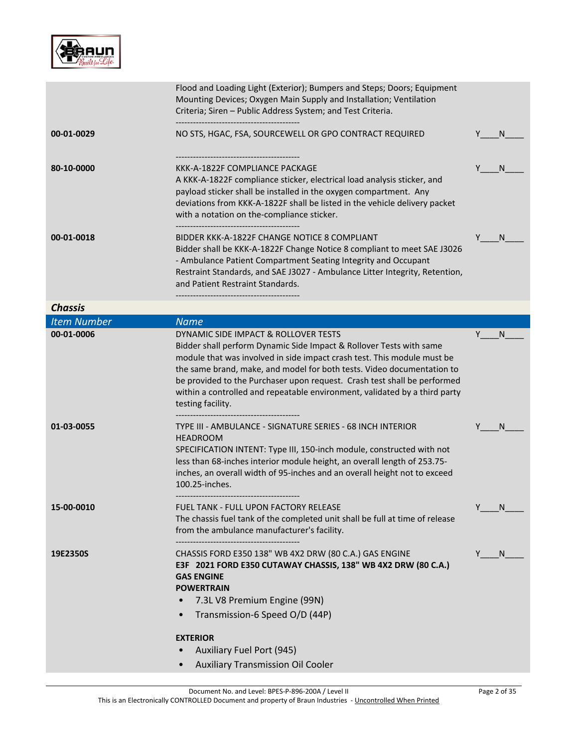| | | |
|---|---|---|
| | Flood and Loading Light (Exterior); Bumpers and Steps; Doors; Equipment Mounting Devices; Oxygen Main Supply and Installation; Ventilation Criteria; Siren – Public Address System; and Test Criteria.<br>------------------------------------------- | |
| **00-01-0029** | NO STS, HGAC, FSA, SOURCEWELL OR GPO CONTRACT REQUIRED<br><br>------------------------------------------- | Y____N____ |
| **80-10-0000** | KKK-A-1822F COMPLIANCE PACKAGE<br>A KKK-A-1822F compliance sticker, electrical load analysis sticker, and payload sticker shall be installed in the oxygen compartment. Any deviations from KKK-A-1822F shall be listed in the vehicle delivery packet with a notation on the-compliance sticker.<br>------------------------------------------- | Y____N____ |
| **00-01-0018** | BIDDER KKK-A-1822F CHANGE NOTICE 8 COMPLIANT<br>Bidder shall be KKK-A-1822F Change Notice 8 compliant to meet SAE J3026 - Ambulance Patient Compartment Seating Integrity and Occupant Restraint Standards, and SAE J3027 - Ambulance Litter Integrity, Retention, and Patient Restraint Standards.<br>------------------------------------------- | Y____N____ |

### *Chassis*

| *Item Number* | *Name* | |
|---|---|---|
| **00-01-0006** | DYNAMIC SIDE IMPACT & ROLLOVER TESTS<br>Bidder shall perform Dynamic Side Impact & Rollover Tests with same module that was involved in side impact crash test. This module must be the same brand, make, and model for both tests. Video documentation to be provided to the Purchaser upon request. Crash test shall be performed within a controlled and repeatable environment, validated by a third party testing facility.<br>------------------------------------------- | Y____N____ |
| **01-03-0055** | TYPE III - AMBULANCE - SIGNATURE SERIES - 68 INCH INTERIOR HEADROOM<br>SPECIFICATION INTENT: Type III, 150-inch module, constructed with not less than 68-inches interior module height, an overall length of 253.75-inches, an overall width of 95-inches and an overall height not to exceed 100.25-inches.<br>------------------------------------------- | Y____N____ |
| **15-00-0010** | FUEL TANK - FULL UPON FACTORY RELEASE<br>The chassis fuel tank of the completed unit shall be full at time of release from the ambulance manufacturer's facility.<br>------------------------------------------- | Y____N____ |
| **19E2350S** | CHASSIS FORD E350 138" WB 4X2 DRW (80 C.A.) GAS ENGINE<br>**E3F 2021 FORD E350 CUTAWAY CHASSIS, 138" WB 4X2 DRW (80 C.A.) GAS ENGINE**<br>**POWERTRAIN**<br>• 7.3L V8 Premium Engine (99N)<br>• Transmission-6 Speed O/D (44P)<br><br>**EXTERIOR**<br>• Auxiliary Fuel Port (945)<br>• Auxiliary Transmission Oil Cooler | Y____N____ |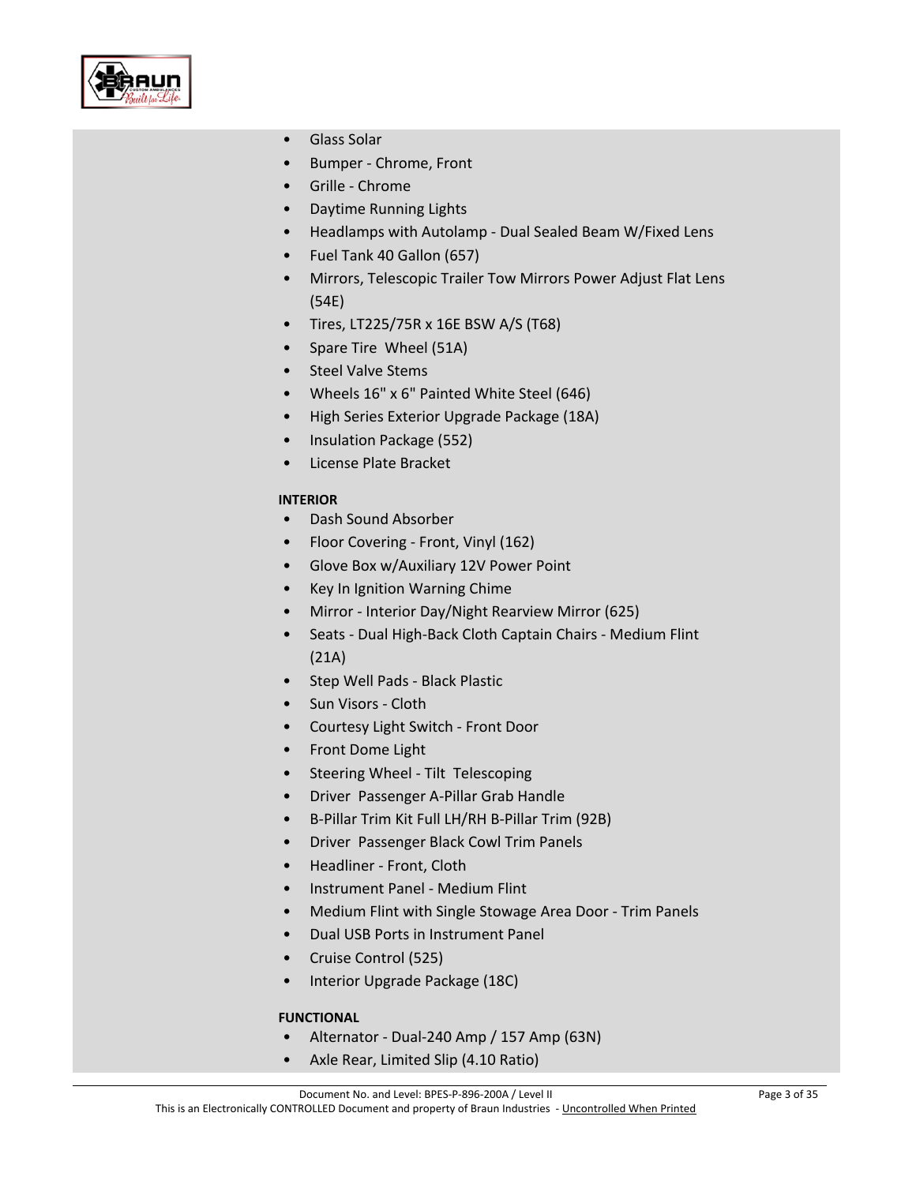- Glass Solar
- Bumper - Chrome, Front
- Grille - Chrome
- Daytime Running Lights
- Headlamps with Autolamp - Dual Sealed Beam W/Fixed Lens
- Fuel Tank 40 Gallon (657)
- Mirrors, Telescopic Trailer Tow Mirrors Power Adjust Flat Lens (54E)
- Tires, LT225/75R x 16E BSW A/S (T68)
- Spare Tire  Wheel (51A)
- Steel Valve Stems
- Wheels 16" x 6" Painted White Steel (646)
- High Series Exterior Upgrade Package (18A)
- Insulation Package (552)
- License Plate Bracket

**INTERIOR**

- Dash Sound Absorber
- Floor Covering - Front, Vinyl (162)
- Glove Box w/Auxiliary 12V Power Point
- Key In Ignition Warning Chime
- Mirror - Interior Day/Night Rearview Mirror (625)
- Seats - Dual High-Back Cloth Captain Chairs - Medium Flint (21A)
- Step Well Pads - Black Plastic
- Sun Visors - Cloth
- Courtesy Light Switch - Front Door
- Front Dome Light
- Steering Wheel - Tilt  Telescoping
- Driver  Passenger A-Pillar Grab Handle
- B-Pillar Trim Kit Full LH/RH B-Pillar Trim (92B)
- Driver  Passenger Black Cowl Trim Panels
- Headliner - Front, Cloth
- Instrument Panel - Medium Flint
- Medium Flint with Single Stowage Area Door - Trim Panels
- Dual USB Ports in Instrument Panel
- Cruise Control (525)
- Interior Upgrade Package (18C)

**FUNCTIONAL**

- Alternator - Dual-240 Amp / 157 Amp (63N)
- Axle Rear, Limited Slip (4.10 Ratio)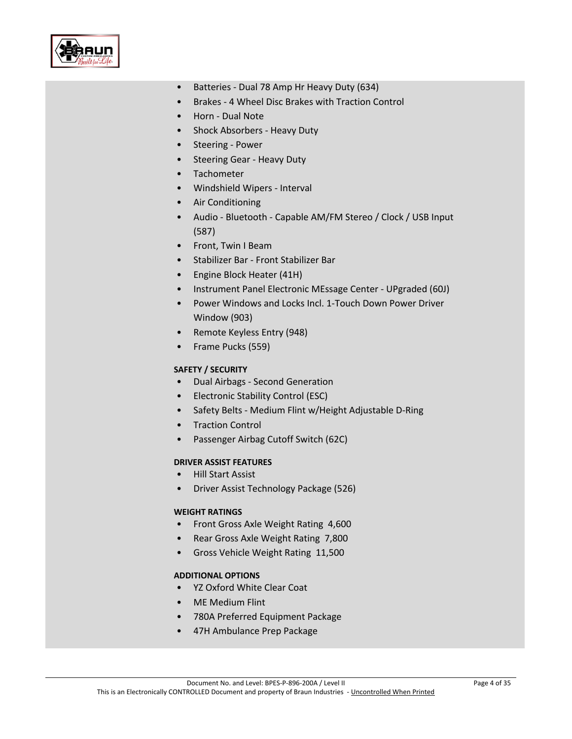- Batteries - Dual 78 Amp Hr Heavy Duty (634)
- Brakes - 4 Wheel Disc Brakes with Traction Control
- Horn - Dual Note
- Shock Absorbers - Heavy Duty
- Steering - Power
- Steering Gear - Heavy Duty
- Tachometer
- Windshield Wipers - Interval
- Air Conditioning
- Audio - Bluetooth - Capable AM/FM Stereo / Clock / USB Input (587)
- Front, Twin I Beam
- Stabilizer Bar - Front Stabilizer Bar
- Engine Block Heater (41H)
- Instrument Panel Electronic MEssage Center - UPgraded (60J)
- Power Windows and Locks Incl. 1-Touch Down Power Driver Window (903)
- Remote Keyless Entry (948)
- Frame Pucks (559)

**SAFETY / SECURITY**

- Dual Airbags - Second Generation
- Electronic Stability Control (ESC)
- Safety Belts - Medium Flint w/Height Adjustable D-Ring
- Traction Control
- Passenger Airbag Cutoff Switch (62C)

**DRIVER ASSIST FEATURES**

- Hill Start Assist
- Driver Assist Technology Package (526)

**WEIGHT RATINGS**

- Front Gross Axle Weight Rating 4,600
- Rear Gross Axle Weight Rating 7,800
- Gross Vehicle Weight Rating 11,500

**ADDITIONAL OPTIONS**

- YZ Oxford White Clear Coat
- ME Medium Flint
- 780A Preferred Equipment Package
- 47H Ambulance Prep Package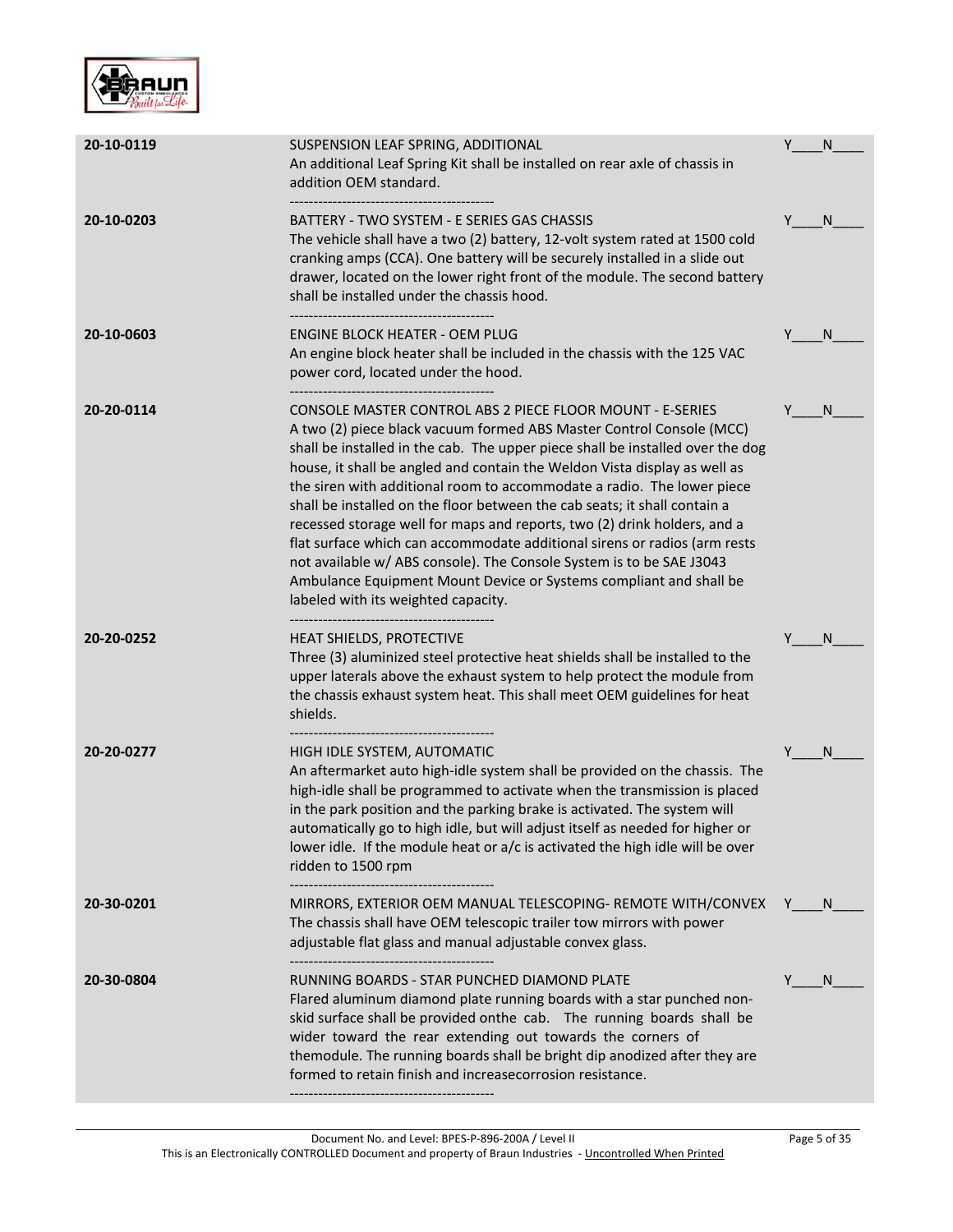| | | |
|---|---|---|
| **20-10-0119** | SUSPENSION LEAF SPRING, ADDITIONAL<br>An additional Leaf Spring Kit shall be installed on rear axle of chassis in addition OEM standard.<br>------------------------------------------- | Y____N____ |
| **20-10-0203** | BATTERY - TWO SYSTEM - E SERIES GAS CHASSIS<br>The vehicle shall have a two (2) battery, 12-volt system rated at 1500 cold cranking amps (CCA). One battery will be securely installed in a slide out drawer, located on the lower right front of the module. The second battery shall be installed under the chassis hood.<br>------------------------------------------- | Y____N____ |
| **20-10-0603** | ENGINE BLOCK HEATER - OEM PLUG<br>An engine block heater shall be included in the chassis with the 125 VAC power cord, located under the hood.<br>------------------------------------------- | Y____N____ |
| **20-20-0114** | CONSOLE MASTER CONTROL ABS 2 PIECE FLOOR MOUNT - E-SERIES<br>A two (2) piece black vacuum formed ABS Master Control Console (MCC) shall be installed in the cab. The upper piece shall be installed over the dog house, it shall be angled and contain the Weldon Vista display as well as the siren with additional room to accommodate a radio. The lower piece shall be installed on the floor between the cab seats; it shall contain a recessed storage well for maps and reports, two (2) drink holders, and a flat surface which can accommodate additional sirens or radios (arm rests not available w/ ABS console). The Console System is to be SAE J3043 Ambulance Equipment Mount Device or Systems compliant and shall be labeled with its weighted capacity.<br>------------------------------------------- | Y____N____ |
| **20-20-0252** | HEAT SHIELDS, PROTECTIVE<br>Three (3) aluminized steel protective heat shields shall be installed to the upper laterals above the exhaust system to help protect the module from the chassis exhaust system heat. This shall meet OEM guidelines for heat shields.<br>------------------------------------------- | Y____N____ |
| **20-20-0277** | HIGH IDLE SYSTEM, AUTOMATIC<br>An aftermarket auto high-idle system shall be provided on the chassis. The high-idle shall be programmed to activate when the transmission is placed in the park position and the parking brake is activated. The system will automatically go to high idle, but will adjust itself as needed for higher or lower idle. If the module heat or a/c is activated the high idle will be over ridden to 1500 rpm<br>------------------------------------------- | Y____N____ |
| **20-30-0201** | MIRRORS, EXTERIOR OEM MANUAL TELESCOPING- REMOTE WITH/CONVEX<br>The chassis shall have OEM telescopic trailer tow mirrors with power adjustable flat glass and manual adjustable convex glass.<br>------------------------------------------- | Y____N____ |
| **20-30-0804** | RUNNING BOARDS - STAR PUNCHED DIAMOND PLATE<br>Flared aluminum diamond plate running boards with a star punched non-skid surface shall be provided onthe cab. The running boards shall be wider toward the rear extending out towards the corners of themodule. The running boards shall be bright dip anodized after they are formed to retain finish and increasecorrosion resistance.<br>------------------------------------------- | Y____N____ |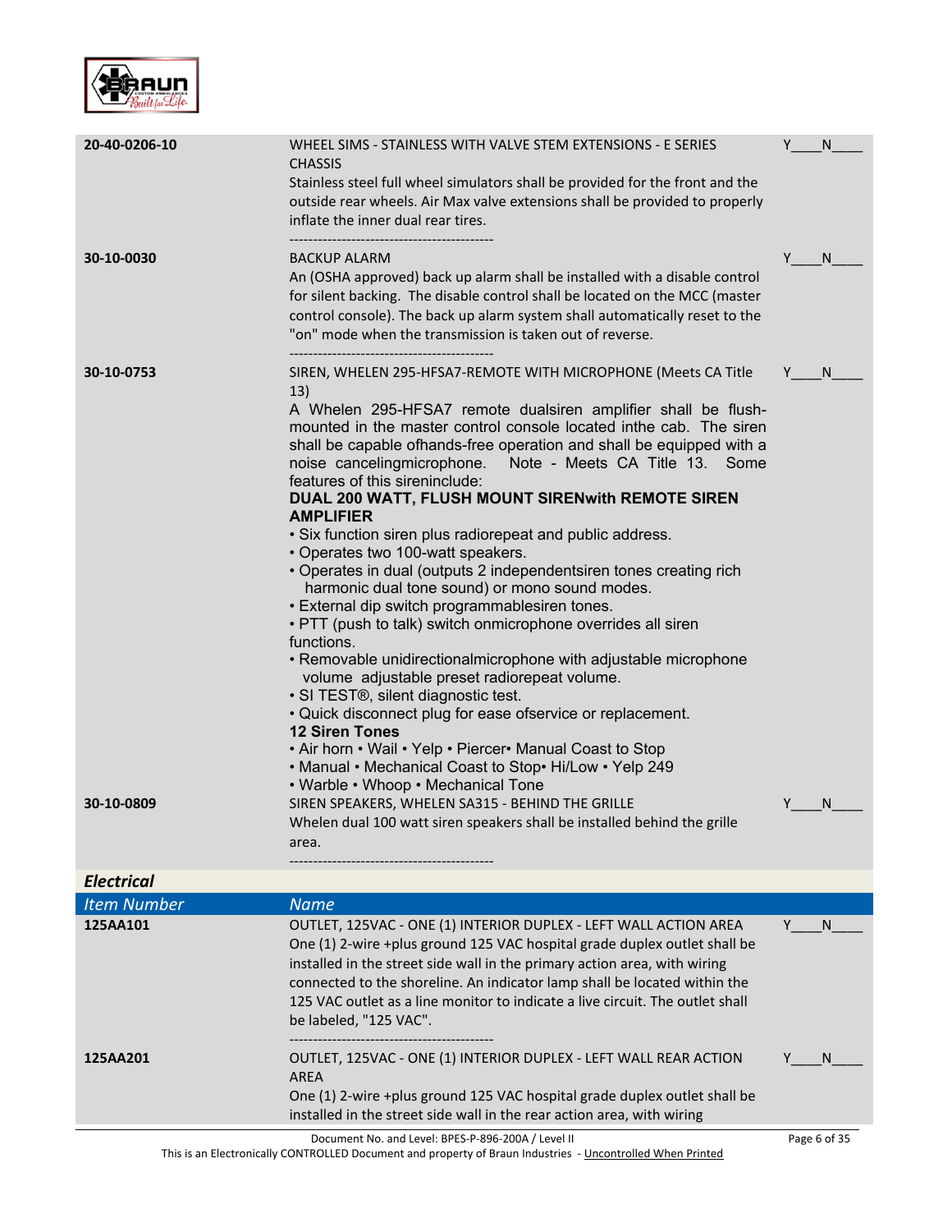| | | |
|---|---|---|
| **20-40-0206-10** | WHEEL SIMS - STAINLESS WITH VALVE STEM EXTENSIONS - E SERIES CHASSIS<br>Stainless steel full wheel simulators shall be provided for the front and the outside rear wheels. Air Max valve extensions shall be provided to properly inflate the inner dual rear tires.<br>------------------------------------------- | Y____N____ |
| **30-10-0030** | BACKUP ALARM<br>An (OSHA approved) back up alarm shall be installed with a disable control for silent backing. The disable control shall be located on the MCC (master control console). The back up alarm system shall automatically reset to the "on" mode when the transmission is taken out of reverse.<br>------------------------------------------- | Y____N____ |
| **30-10-0753** | SIREN, WHELEN 295-HFSA7-REMOTE WITH MICROPHONE (Meets CA Title 13)<br>A Whelen 295-HFSA7 remote dualsiren amplifier shall be flush-mounted in the master control console located inthe cab. The siren shall be capable ofhands-free operation and shall be equipped with a noise cancelingmicrophone. Note - Meets CA Title 13. Some features of this sireninclude:<br>**DUAL 200 WATT, FLUSH MOUNT SIRENwith REMOTE SIREN AMPLIFIER**<br>• Six function siren plus radiorepeat and public address.<br>• Operates two 100-watt speakers.<br>• Operates in dual (outputs 2 independentsiren tones creating rich harmonic dual tone sound) or mono sound modes.<br>• External dip switch programmablesiren tones.<br>• PTT (push to talk) switch onmicrophone overrides all siren functions.<br>• Removable unidirectionalmicrophone with adjustable microphone volume adjustable preset radiorepeat volume.<br>• SI TEST®, silent diagnostic test.<br>• Quick disconnect plug for ease ofservice or replacement.<br>**12 Siren Tones**<br>• Air horn • Wail • Yelp • Piercer• Manual Coast to Stop<br>• Manual • Mechanical Coast to Stop• Hi/Low • Yelp 249<br>• Warble • Whoop • Mechanical Tone | Y____N____ |
| **30-10-0809** | SIREN SPEAKERS, WHELEN SA315 - BEHIND THE GRILLE<br>Whelen dual 100 watt siren speakers shall be installed behind the grille area.<br>------------------------------------------- | Y____N____ |

***Electrical***

| *Item Number* | *Name* | |
|---|---|---|
| **125AA101** | OUTLET, 125VAC - ONE (1) INTERIOR DUPLEX - LEFT WALL ACTION AREA<br>One (1) 2-wire +plus ground 125 VAC hospital grade duplex outlet shall be installed in the street side wall in the primary action area, with wiring connected to the shoreline. An indicator lamp shall be located within the 125 VAC outlet as a line monitor to indicate a live circuit. The outlet shall be labeled, "125 VAC".<br>------------------------------------------- | Y____N____ |
| **125AA201** | OUTLET, 125VAC - ONE (1) INTERIOR DUPLEX - LEFT WALL REAR ACTION AREA<br>One (1) 2-wire +plus ground 125 VAC hospital grade duplex outlet shall be installed in the street side wall in the rear action area, with wiring | Y____N____ |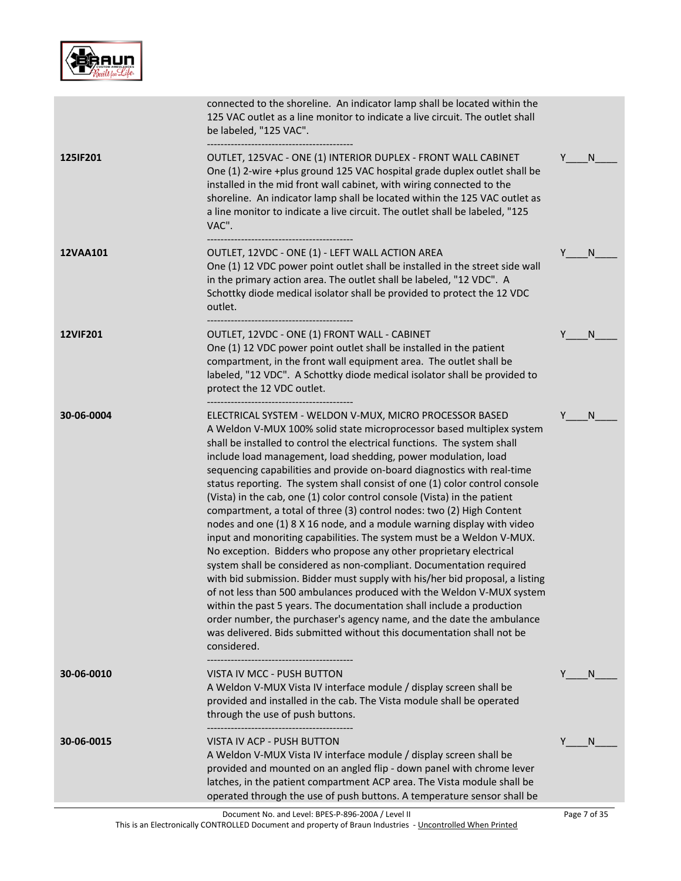| | | |
|---|---|---|
| | connected to the shoreline. An indicator lamp shall be located within the 125 VAC outlet as a line monitor to indicate a live circuit. The outlet shall be labeled, "125 VAC". | |
| **125IF201** | OUTLET, 125VAC - ONE (1) INTERIOR DUPLEX - FRONT WALL CABINET<br>One (1) 2-wire +plus ground 125 VAC hospital grade duplex outlet shall be installed in the mid front wall cabinet, with wiring connected to the shoreline. An indicator lamp shall be located within the 125 VAC outlet as a line monitor to indicate a live circuit. The outlet shall be labeled, "125 VAC". | Y____N____ |
| **12VAA101** | OUTLET, 12VDC - ONE (1) - LEFT WALL ACTION AREA<br>One (1) 12 VDC power point outlet shall be installed in the street side wall in the primary action area. The outlet shall be labeled, "12 VDC". A Schottky diode medical isolator shall be provided to protect the 12 VDC outlet. | Y____N____ |
| **12VIF201** | OUTLET, 12VDC - ONE (1) FRONT WALL - CABINET<br>One (1) 12 VDC power point outlet shall be installed in the patient compartment, in the front wall equipment area. The outlet shall be labeled, "12 VDC". A Schottky diode medical isolator shall be provided to protect the 12 VDC outlet. | Y____N____ |
| **30-06-0004** | ELECTRICAL SYSTEM - WELDON V-MUX, MICRO PROCESSOR BASED<br>A Weldon V-MUX 100% solid state microprocessor based multiplex system shall be installed to control the electrical functions. The system shall include load management, load shedding, power modulation, load sequencing capabilities and provide on-board diagnostics with real-time status reporting. The system shall consist of one (1) color control console (Vista) in the cab, one (1) color control console (Vista) in the patient compartment, a total of three (3) control nodes: two (2) High Content nodes and one (1) 8 X 16 node, and a module warning display with video input and monoriting capabilities. The system must be a Weldon V-MUX. No exception. Bidders who propose any other proprietary electrical system shall be considered as non-compliant. Documentation required with bid submission. Bidder must supply with his/her bid proposal, a listing of not less than 500 ambulances produced with the Weldon V-MUX system within the past 5 years. The documentation shall include a production order number, the purchaser's agency name, and the date the ambulance was delivered. Bids submitted without this documentation shall not be considered. | Y____N____ |
| **30-06-0010** | VISTA IV MCC - PUSH BUTTON<br>A Weldon V-MUX Vista IV interface module / display screen shall be provided and installed in the cab. The Vista module shall be operated through the use of push buttons. | Y____N____ |
| **30-06-0015** | VISTA IV ACP - PUSH BUTTON<br>A Weldon V-MUX Vista IV interface module / display screen shall be provided and mounted on an angled flip - down panel with chrome lever latches, in the patient compartment ACP area. The Vista module shall be operated through the use of push buttons. A temperature sensor shall be | Y____N____ |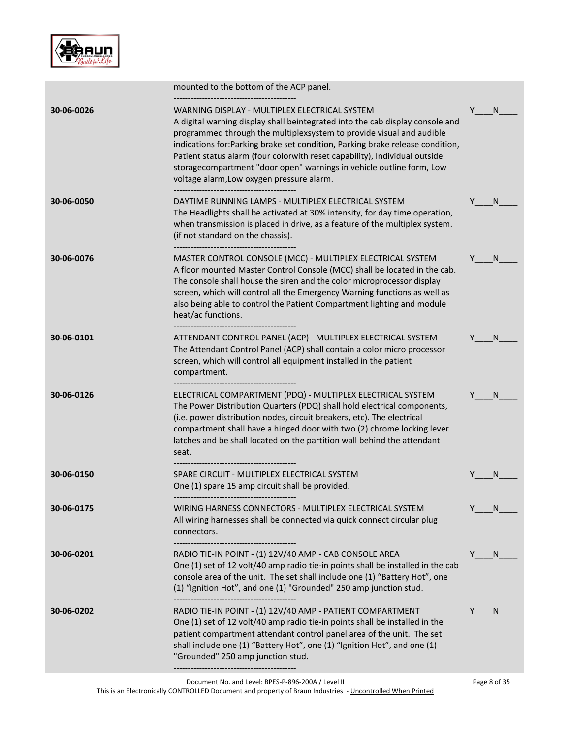| | | |
|---|---|---|
| | mounted to the bottom of the ACP panel.<br>------------------------------------------- | |
| **30-06-0026** | WARNING DISPLAY - MULTIPLEX ELECTRICAL SYSTEM<br>A digital warning display shall beintegrated into the cab display console and programmed through the multiplexsystem to provide visual and audible indications for:Parking brake set condition, Parking brake release condition, Patient status alarm (four colorwith reset capability), Individual outside storagecompartment "door open" warnings in vehicle outline form, Low voltage alarm,Low oxygen pressure alarm.<br>------------------------------------------- | Y____N____ |
| **30-06-0050** | DAYTIME RUNNING LAMPS - MULTIPLEX ELECTRICAL SYSTEM<br>The Headlights shall be activated at 30% intensity, for day time operation, when transmission is placed in drive, as a feature of the multiplex system. (if not standard on the chassis).<br>------------------------------------------- | Y____N____ |
| **30-06-0076** | MASTER CONTROL CONSOLE (MCC) - MULTIPLEX ELECTRICAL SYSTEM<br>A floor mounted Master Control Console (MCC) shall be located in the cab. The console shall house the siren and the color microprocessor display screen, which will control all the Emergency Warning functions as well as also being able to control the Patient Compartment lighting and module heat/ac functions.<br>------------------------------------------- | Y____N____ |
| **30-06-0101** | ATTENDANT CONTROL PANEL (ACP) - MULTIPLEX ELECTRICAL SYSTEM<br>The Attendant Control Panel (ACP) shall contain a color micro processor screen, which will control all equipment installed in the patient compartment.<br>------------------------------------------- | Y____N____ |
| **30-06-0126** | ELECTRICAL COMPARTMENT (PDQ) - MULTIPLEX ELECTRICAL SYSTEM<br>The Power Distribution Quarters (PDQ) shall hold electrical components, (i.e. power distribution nodes, circuit breakers, etc). The electrical compartment shall have a hinged door with two (2) chrome locking lever latches and be shall located on the partition wall behind the attendant seat.<br>------------------------------------------- | Y____N____ |
| **30-06-0150** | SPARE CIRCUIT - MULTIPLEX ELECTRICAL SYSTEM<br>One (1) spare 15 amp circuit shall be provided.<br>------------------------------------------- | Y____N____ |
| **30-06-0175** | WIRING HARNESS CONNECTORS - MULTIPLEX ELECTRICAL SYSTEM<br>All wiring harnesses shall be connected via quick connect circular plug connectors.<br>------------------------------------------- | Y____N____ |
| **30-06-0201** | RADIO TIE-IN POINT - (1) 12V/40 AMP - CAB CONSOLE AREA<br>One (1) set of 12 volt/40 amp radio tie-in points shall be installed in the cab console area of the unit. The set shall include one (1) "Battery Hot", one (1) "Ignition Hot", and one (1) "Grounded" 250 amp junction stud.<br>------------------------------------------- | Y____N____ |
| **30-06-0202** | RADIO TIE-IN POINT - (1) 12V/40 AMP - PATIENT COMPARTMENT<br>One (1) set of 12 volt/40 amp radio tie-in points shall be installed in the patient compartment attendant control panel area of the unit. The set shall include one (1) "Battery Hot", one (1) "Ignition Hot", and one (1) "Grounded" 250 amp junction stud.<br>------------------------------------------- | Y____N____ |

Document No. and Level: BPES-P-896-200A / Level II
This is an Electronically CONTROLLED Document and property of Braun Industries - Uncontrolled When Printed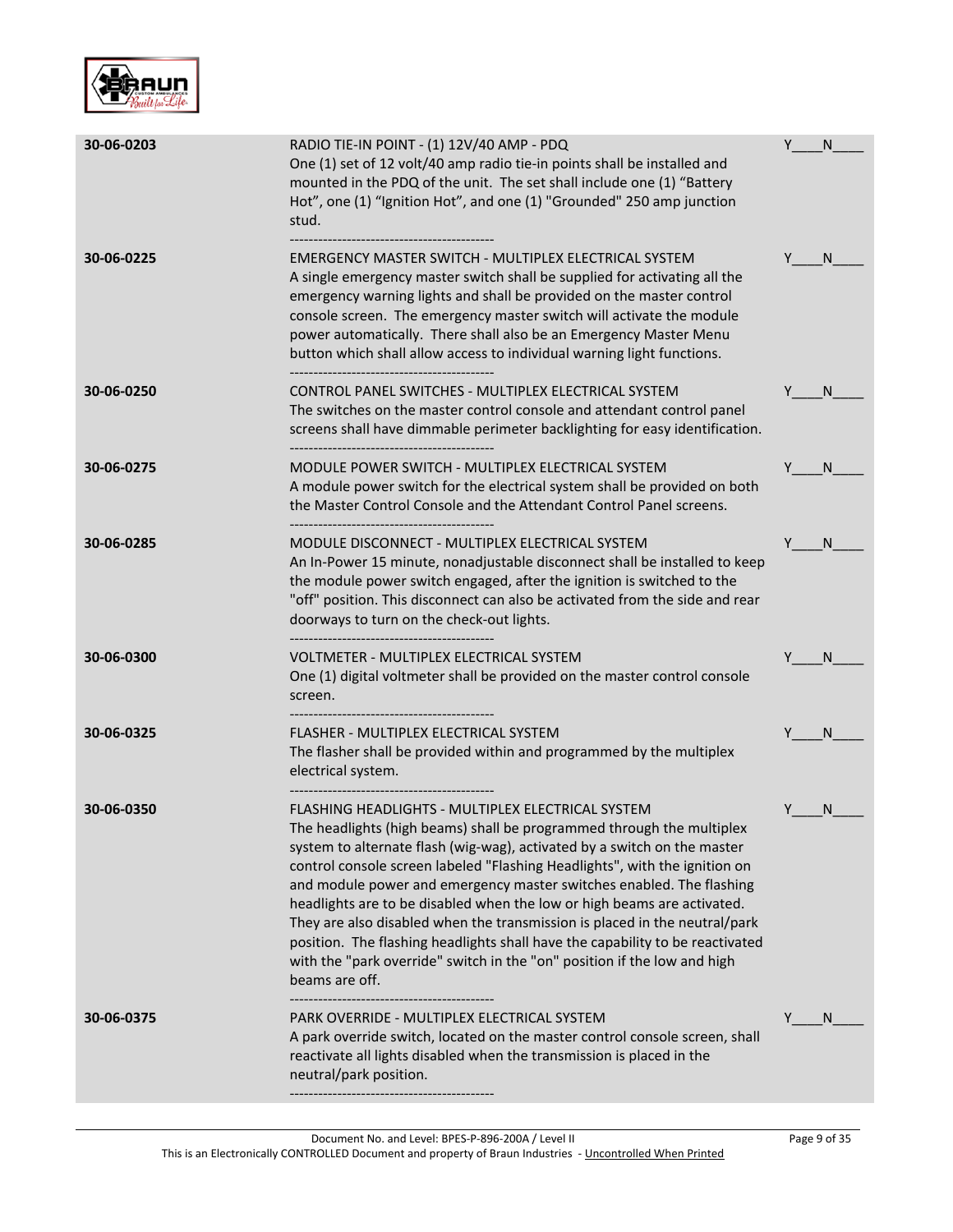| | | |
|---|---|---|
| 30-06-0203 | RADIO TIE-IN POINT - (1) 12V/40 AMP - PDQ<br>One (1) set of 12 volt/40 amp radio tie-in points shall be installed and mounted in the PDQ of the unit. The set shall include one (1) "Battery Hot", one (1) "Ignition Hot", and one (1) "Grounded" 250 amp junction stud.<br>------------------------------------------- | Y____N____ |
| 30-06-0225 | EMERGENCY MASTER SWITCH - MULTIPLEX ELECTRICAL SYSTEM<br>A single emergency master switch shall be supplied for activating all the emergency warning lights and shall be provided on the master control console screen. The emergency master switch will activate the module power automatically. There shall also be an Emergency Master Menu button which shall allow access to individual warning light functions.<br>------------------------------------------- | Y____N____ |
| 30-06-0250 | CONTROL PANEL SWITCHES - MULTIPLEX ELECTRICAL SYSTEM<br>The switches on the master control console and attendant control panel screens shall have dimmable perimeter backlighting for easy identification.<br>------------------------------------------- | Y____N____ |
| 30-06-0275 | MODULE POWER SWITCH - MULTIPLEX ELECTRICAL SYSTEM<br>A module power switch for the electrical system shall be provided on both the Master Control Console and the Attendant Control Panel screens.<br>------------------------------------------- | Y____N____ |
| 30-06-0285 | MODULE DISCONNECT - MULTIPLEX ELECTRICAL SYSTEM<br>An In-Power 15 minute, nonadjustable disconnect shall be installed to keep the module power switch engaged, after the ignition is switched to the "off" position. This disconnect can also be activated from the side and rear doorways to turn on the check-out lights.<br>------------------------------------------- | Y____N____ |
| 30-06-0300 | VOLTMETER - MULTIPLEX ELECTRICAL SYSTEM<br>One (1) digital voltmeter shall be provided on the master control console screen.<br>------------------------------------------- | Y____N____ |
| 30-06-0325 | FLASHER - MULTIPLEX ELECTRICAL SYSTEM<br>The flasher shall be provided within and programmed by the multiplex electrical system.<br>------------------------------------------- | Y____N____ |
| 30-06-0350 | FLASHING HEADLIGHTS - MULTIPLEX ELECTRICAL SYSTEM<br>The headlights (high beams) shall be programmed through the multiplex system to alternate flash (wig-wag), activated by a switch on the master control console screen labeled "Flashing Headlights", with the ignition on and module power and emergency master switches enabled. The flashing headlights are to be disabled when the low or high beams are activated. They are also disabled when the transmission is placed in the neutral/park position. The flashing headlights shall have the capability to be reactivated with the "park override" switch in the "on" position if the low and high beams are off.<br>------------------------------------------- | Y____N____ |
| 30-06-0375 | PARK OVERRIDE - MULTIPLEX ELECTRICAL SYSTEM<br>A park override switch, located on the master control console screen, shall reactivate all lights disabled when the transmission is placed in the neutral/park position.<br>------------------------------------------- | Y____N____ |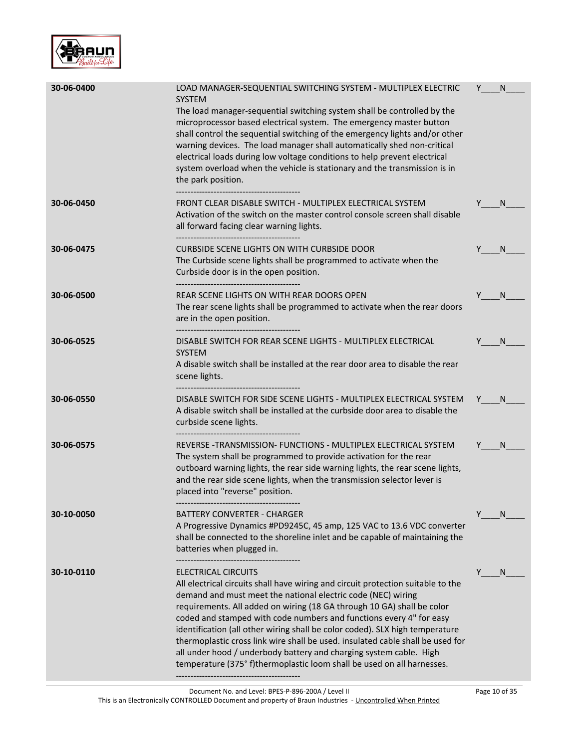| | | |
|---|---|---|
| **30-06-0400** | LOAD MANAGER-SEQUENTIAL SWITCHING SYSTEM - MULTIPLEX ELECTRIC SYSTEM<br>The load manager-sequential switching system shall be controlled by the microprocessor based electrical system. The emergency master button shall control the sequential switching of the emergency lights and/or other warning devices. The load manager shall automatically shed non-critical electrical loads during low voltage conditions to help prevent electrical system overload when the vehicle is stationary and the transmission is in the park position.<br>------------------------------------------- | Y____N____ |
| **30-06-0450** | FRONT CLEAR DISABLE SWITCH - MULTIPLEX ELECTRICAL SYSTEM<br>Activation of the switch on the master control console screen shall disable all forward facing clear warning lights.<br>------------------------------------------- | Y____N____ |
| **30-06-0475** | CURBSIDE SCENE LIGHTS ON WITH CURBSIDE DOOR<br>The Curbside scene lights shall be programmed to activate when the Curbside door is in the open position.<br>------------------------------------------- | Y____N____ |
| **30-06-0500** | REAR SCENE LIGHTS ON WITH REAR DOORS OPEN<br>The rear scene lights shall be programmed to activate when the rear doors are in the open position.<br>------------------------------------------- | Y____N____ |
| **30-06-0525** | DISABLE SWITCH FOR REAR SCENE LIGHTS - MULTIPLEX ELECTRICAL SYSTEM<br>A disable switch shall be installed at the rear door area to disable the rear scene lights.<br>------------------------------------------- | Y____N____ |
| **30-06-0550** | DISABLE SWITCH FOR SIDE SCENE LIGHTS - MULTIPLEX ELECTRICAL SYSTEM<br>A disable switch shall be installed at the curbside door area to disable the curbside scene lights.<br>------------------------------------------- | Y____N____ |
| **30-06-0575** | REVERSE -TRANSMISSION- FUNCTIONS - MULTIPLEX ELECTRICAL SYSTEM<br>The system shall be programmed to provide activation for the rear outboard warning lights, the rear side warning lights, the rear scene lights, and the rear side scene lights, when the transmission selector lever is placed into "reverse" position.<br>------------------------------------------- | Y____N____ |
| **30-10-0050** | BATTERY CONVERTER - CHARGER<br>A Progressive Dynamics #PD9245C, 45 amp, 125 VAC to 13.6 VDC converter shall be connected to the shoreline inlet and be capable of maintaining the batteries when plugged in.<br>------------------------------------------- | Y____N____ |
| **30-10-0110** | ELECTRICAL CIRCUITS<br>All electrical circuits shall have wiring and circuit protection suitable to the demand and must meet the national electric code (NEC) wiring requirements. All added on wiring (18 GA through 10 GA) shall be color coded and stamped with code numbers and functions every 4" for easy identification (all other wiring shall be color coded). SLX high temperature thermoplastic cross link wire shall be used. insulated cable shall be used for all under hood / underbody battery and charging system cable. High temperature (375° f)thermoplastic loom shall be used on all harnesses.<br>------------------------------------------- | Y____N____ |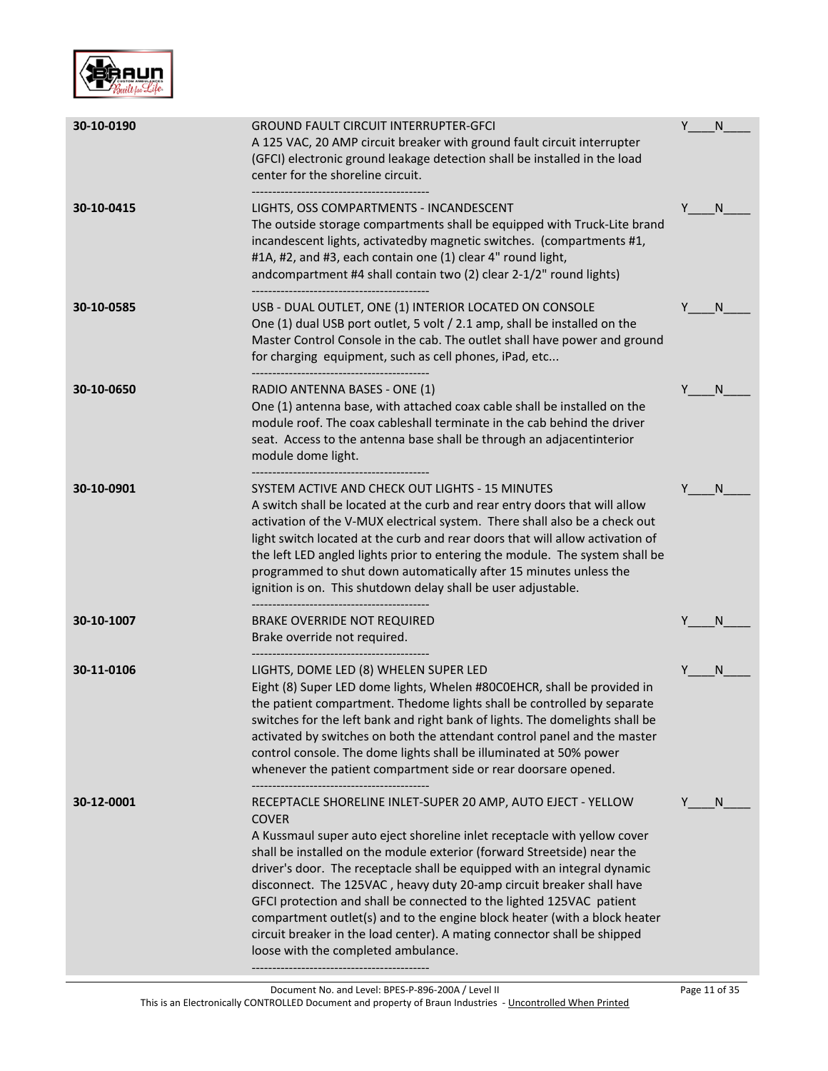| | | |
|---|---|---|
| **30-10-0190** | GROUND FAULT CIRCUIT INTERRUPTER-GFCI<br>A 125 VAC, 20 AMP circuit breaker with ground fault circuit interrupter (GFCI) electronic ground leakage detection shall be installed in the load center for the shoreline circuit.<br>------------------------------------------- | Y____N____ |
| **30-10-0415** | LIGHTS, OSS COMPARTMENTS - INCANDESCENT<br>The outside storage compartments shall be equipped with Truck-Lite brand incandescent lights, activatedby magnetic switches. (compartments #1, #1A, #2, and #3, each contain one (1) clear 4" round light, andcompartment #4 shall contain two (2) clear 2-1/2" round lights)<br>------------------------------------------- | Y____N____ |
| **30-10-0585** | USB - DUAL OUTLET, ONE (1) INTERIOR LOCATED ON CONSOLE<br>One (1) dual USB port outlet, 5 volt / 2.1 amp, shall be installed on the Master Control Console in the cab. The outlet shall have power and ground for charging equipment, such as cell phones, iPad, etc...<br>------------------------------------------- | Y____N____ |
| **30-10-0650** | RADIO ANTENNA BASES - ONE (1)<br>One (1) antenna base, with attached coax cable shall be installed on the module roof. The coax cableshall terminate in the cab behind the driver seat. Access to the antenna base shall be through an adjacentinterior module dome light.<br>------------------------------------------- | Y____N____ |
| **30-10-0901** | SYSTEM ACTIVE AND CHECK OUT LIGHTS - 15 MINUTES<br>A switch shall be located at the curb and rear entry doors that will allow activation of the V-MUX electrical system. There shall also be a check out light switch located at the curb and rear doors that will allow activation of the left LED angled lights prior to entering the module. The system shall be programmed to shut down automatically after 15 minutes unless the ignition is on. This shutdown delay shall be user adjustable.<br>------------------------------------------- | Y____N____ |
| **30-10-1007** | BRAKE OVERRIDE NOT REQUIRED<br>Brake override not required.<br>------------------------------------------- | Y____N____ |
| **30-11-0106** | LIGHTS, DOME LED (8) WHELEN SUPER LED<br>Eight (8) Super LED dome lights, Whelen #80C0EHCR, shall be provided in the patient compartment. Thedome lights shall be controlled by separate switches for the left bank and right bank of lights. The domelights shall be activated by switches on both the attendant control panel and the master control console. The dome lights shall be illuminated at 50% power whenever the patient compartment side or rear doorsare opened.<br>------------------------------------------- | Y____N____ |
| **30-12-0001** | RECEPTACLE SHORELINE INLET-SUPER 20 AMP, AUTO EJECT - YELLOW COVER<br>A Kussmaul super auto eject shoreline inlet receptacle with yellow cover shall be installed on the module exterior (forward Streetside) near the driver's door. The receptacle shall be equipped with an integral dynamic disconnect. The 125VAC , heavy duty 20-amp circuit breaker shall have GFCI protection and shall be connected to the lighted 125VAC patient compartment outlet(s) and to the engine block heater (with a block heater circuit breaker in the load center). A mating connector shall be shipped loose with the completed ambulance.<br>------------------------------------------- | Y____N____ |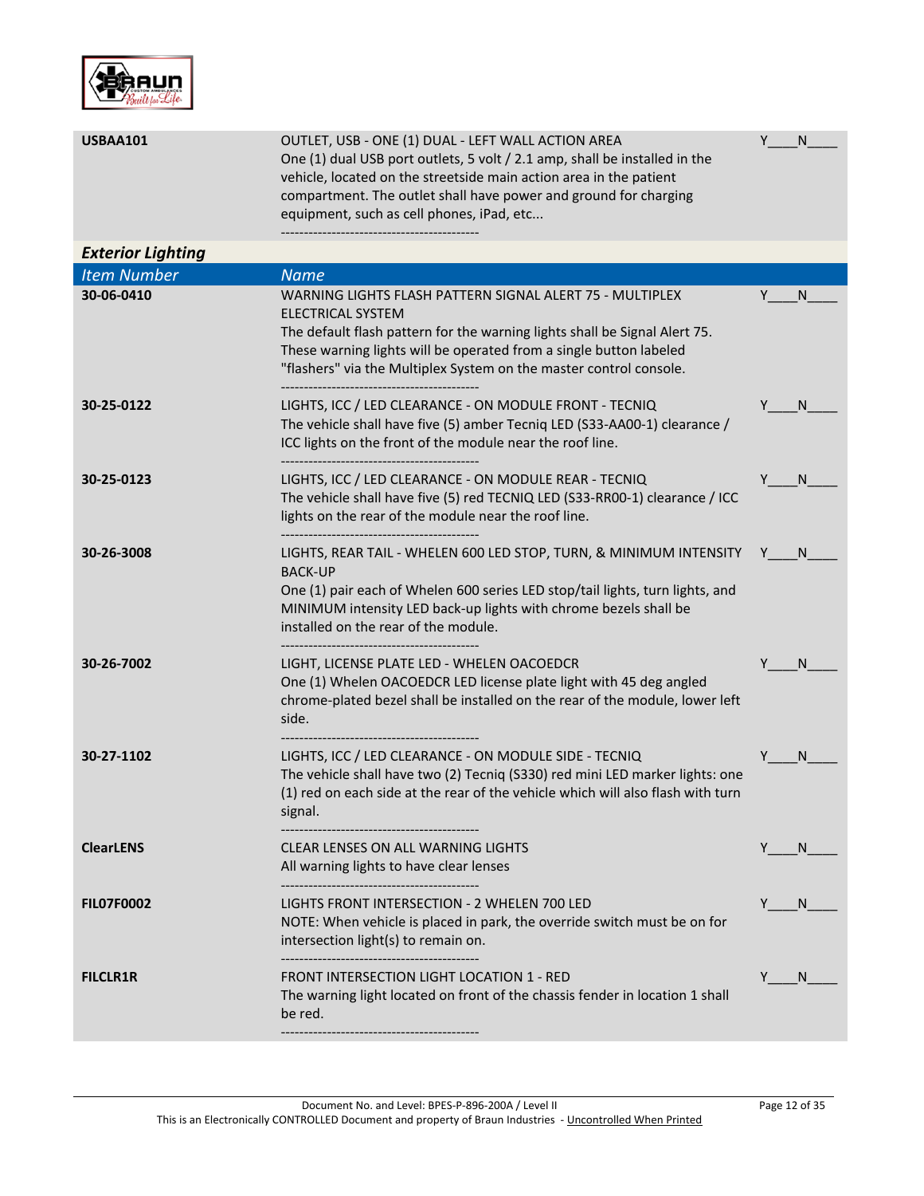| | | |
|---|---|---|
| **USBAA101** | OUTLET, USB - ONE (1) DUAL - LEFT WALL ACTION AREA<br>One (1) dual USB port outlets, 5 volt / 2.1 amp, shall be installed in the vehicle, located on the streetside main action area in the patient compartment. The outlet shall have power and ground for charging equipment, such as cell phones, iPad, etc...<br>------------------------------------------- | Y____N____ |

### *Exterior Lighting*

| *Item Number* | *Name* | |
|---|---|---|
| **30-06-0410** | WARNING LIGHTS FLASH PATTERN SIGNAL ALERT 75 - MULTIPLEX ELECTRICAL SYSTEM<br>The default flash pattern for the warning lights shall be Signal Alert 75. These warning lights will be operated from a single button labeled "flashers" via the Multiplex System on the master control console.<br>------------------------------------------- | Y____N____ |
| **30-25-0122** | LIGHTS, ICC / LED CLEARANCE - ON MODULE FRONT - TECNIQ<br>The vehicle shall have five (5) amber Tecniq LED (S33-AA00-1) clearance / ICC lights on the front of the module near the roof line.<br>------------------------------------------- | Y____N____ |
| **30-25-0123** | LIGHTS, ICC / LED CLEARANCE - ON MODULE REAR - TECNIQ<br>The vehicle shall have five (5) red TECNIQ LED (S33-RR00-1) clearance / ICC lights on the rear of the module near the roof line.<br>------------------------------------------- | Y____N____ |
| **30-26-3008** | LIGHTS, REAR TAIL - WHELEN 600 LED STOP, TURN, & MINIMUM INTENSITY BACK-UP<br>One (1) pair each of Whelen 600 series LED stop/tail lights, turn lights, and MINIMUM intensity LED back-up lights with chrome bezels shall be installed on the rear of the module.<br>------------------------------------------- | Y____N____ |
| **30-26-7002** | LIGHT, LICENSE PLATE LED - WHELEN OACOEDCR<br>One (1) Whelen OACOEDCR LED license plate light with 45 deg angled chrome-plated bezel shall be installed on the rear of the module, lower left side.<br>------------------------------------------- | Y____N____ |
| **30-27-1102** | LIGHTS, ICC / LED CLEARANCE - ON MODULE SIDE - TECNIQ<br>The vehicle shall have two (2) Tecniq (S330) red mini LED marker lights: one (1) red on each side at the rear of the vehicle which will also flash with turn signal.<br>------------------------------------------- | Y____N____ |
| **ClearLENS** | CLEAR LENSES ON ALL WARNING LIGHTS<br>All warning lights to have clear lenses<br>------------------------------------------- | Y____N____ |
| **FIL07F0002** | LIGHTS FRONT INTERSECTION - 2 WHELEN 700 LED<br>NOTE: When vehicle is placed in park, the override switch must be on for intersection light(s) to remain on.<br>------------------------------------------- | Y____N____ |
| **FILCLR1R** | FRONT INTERSECTION LIGHT LOCATION 1 - RED<br>The warning light located on front of the chassis fender in location 1 shall be red.<br>------------------------------------------- | Y____N____ |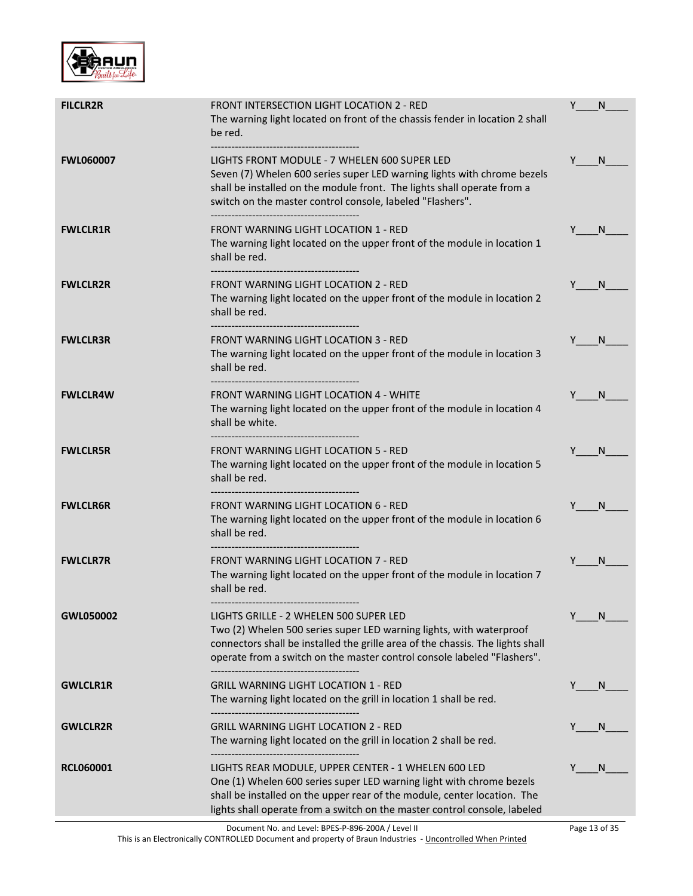| | | |
|---|---|---|
| **FILCLR2R** | FRONT INTERSECTION LIGHT LOCATION 2 - RED<br>The warning light located on front of the chassis fender in location 2 shall be red.<br>------------------------------------------- | Y____N____ |
| **FWL060007** | LIGHTS FRONT MODULE - 7 WHELEN 600 SUPER LED<br>Seven (7) Whelen 600 series super LED warning lights with chrome bezels shall be installed on the module front. The lights shall operate from a switch on the master control console, labeled "Flashers".<br>------------------------------------------- | Y____N____ |
| **FWLCLR1R** | FRONT WARNING LIGHT LOCATION 1 - RED<br>The warning light located on the upper front of the module in location 1 shall be red.<br>------------------------------------------- | Y____N____ |
| **FWLCLR2R** | FRONT WARNING LIGHT LOCATION 2 - RED<br>The warning light located on the upper front of the module in location 2 shall be red.<br>------------------------------------------- | Y____N____ |
| **FWLCLR3R** | FRONT WARNING LIGHT LOCATION 3 - RED<br>The warning light located on the upper front of the module in location 3 shall be red.<br>------------------------------------------- | Y____N____ |
| **FWLCLR4W** | FRONT WARNING LIGHT LOCATION 4 - WHITE<br>The warning light located on the upper front of the module in location 4 shall be white.<br>------------------------------------------- | Y____N____ |
| **FWLCLR5R** | FRONT WARNING LIGHT LOCATION 5 - RED<br>The warning light located on the upper front of the module in location 5 shall be red.<br>------------------------------------------- | Y____N____ |
| **FWLCLR6R** | FRONT WARNING LIGHT LOCATION 6 - RED<br>The warning light located on the upper front of the module in location 6 shall be red.<br>------------------------------------------- | Y____N____ |
| **FWLCLR7R** | FRONT WARNING LIGHT LOCATION 7 - RED<br>The warning light located on the upper front of the module in location 7 shall be red.<br>------------------------------------------- | Y____N____ |
| **GWL050002** | LIGHTS GRILLE - 2 WHELEN 500 SUPER LED<br>Two (2) Whelen 500 series super LED warning lights, with waterproof connectors shall be installed the grille area of the chassis. The lights shall operate from a switch on the master control console labeled "Flashers".<br>------------------------------------------- | Y____N____ |
| **GWLCLR1R** | GRILL WARNING LIGHT LOCATION 1 - RED<br>The warning light located on the grill in location 1 shall be red.<br>------------------------------------------- | Y____N____ |
| **GWLCLR2R** | GRILL WARNING LIGHT LOCATION 2 - RED<br>The warning light located on the grill in location 2 shall be red.<br>------------------------------------------- | Y____N____ |
| **RCL060001** | LIGHTS REAR MODULE, UPPER CENTER - 1 WHELEN 600 LED<br>One (1) Whelen 600 series super LED warning light with chrome bezels shall be installed on the upper rear of the module, center location. The lights shall operate from a switch on the master control console, labeled | Y____N____ |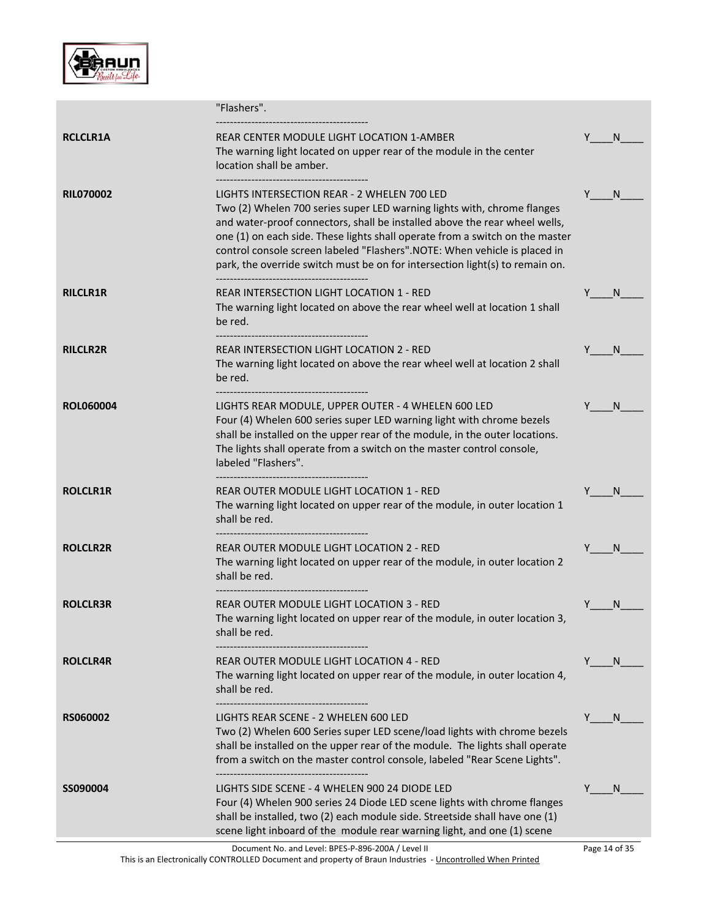| | | |
|---|---|---|
| | "Flashers". | |
| **RCLCLR1A** | REAR CENTER MODULE LIGHT LOCATION 1-AMBER<br>The warning light located on upper rear of the module in the center location shall be amber. | Y____N____ |
| **RIL070002** | LIGHTS INTERSECTION REAR - 2 WHELEN 700 LED<br>Two (2) Whelen 700 series super LED warning lights with, chrome flanges and water-proof connectors, shall be installed above the rear wheel wells, one (1) on each side. These lights shall operate from a switch on the master control console screen labeled "Flashers".NOTE: When vehicle is placed in park, the override switch must be on for intersection light(s) to remain on. | Y____N____ |
| **RILCLR1R** | REAR INTERSECTION LIGHT LOCATION 1 - RED<br>The warning light located on above the rear wheel well at location 1 shall be red. | Y____N____ |
| **RILCLR2R** | REAR INTERSECTION LIGHT LOCATION 2 - RED<br>The warning light located on above the rear wheel well at location 2 shall be red. | Y____N____ |
| **ROL060004** | LIGHTS REAR MODULE, UPPER OUTER - 4 WHELEN 600 LED<br>Four (4) Whelen 600 series super LED warning light with chrome bezels shall be installed on the upper rear of the module, in the outer locations. The lights shall operate from a switch on the master control console, labeled "Flashers". | Y____N____ |
| **ROLCLR1R** | REAR OUTER MODULE LIGHT LOCATION 1 - RED<br>The warning light located on upper rear of the module, in outer location 1 shall be red. | Y____N____ |
| **ROLCLR2R** | REAR OUTER MODULE LIGHT LOCATION 2 - RED<br>The warning light located on upper rear of the module, in outer location 2 shall be red. | Y____N____ |
| **ROLCLR3R** | REAR OUTER MODULE LIGHT LOCATION 3 - RED<br>The warning light located on upper rear of the module, in outer location 3, shall be red. | Y____N____ |
| **ROLCLR4R** | REAR OUTER MODULE LIGHT LOCATION 4 - RED<br>The warning light located on upper rear of the module, in outer location 4, shall be red. | Y____N____ |
| **RS060002** | LIGHTS REAR SCENE - 2 WHELEN 600 LED<br>Two (2) Whelen 600 Series super LED scene/load lights with chrome bezels shall be installed on the upper rear of the module. The lights shall operate from a switch on the master control console, labeled "Rear Scene Lights". | Y____N____ |
| **SS090004** | LIGHTS SIDE SCENE - 4 WHELEN 900 24 DIODE LED<br>Four (4) Whelen 900 series 24 Diode LED scene lights with chrome flanges shall be installed, two (2) each module side. Streetside shall have one (1) scene light inboard of the module rear warning light, and one (1) scene | Y____N____ |

Document No. and Level: BPES-P-896-200A / Level II

This is an Electronically CONTROLLED Document and property of Braun Industries - Uncontrolled When Printed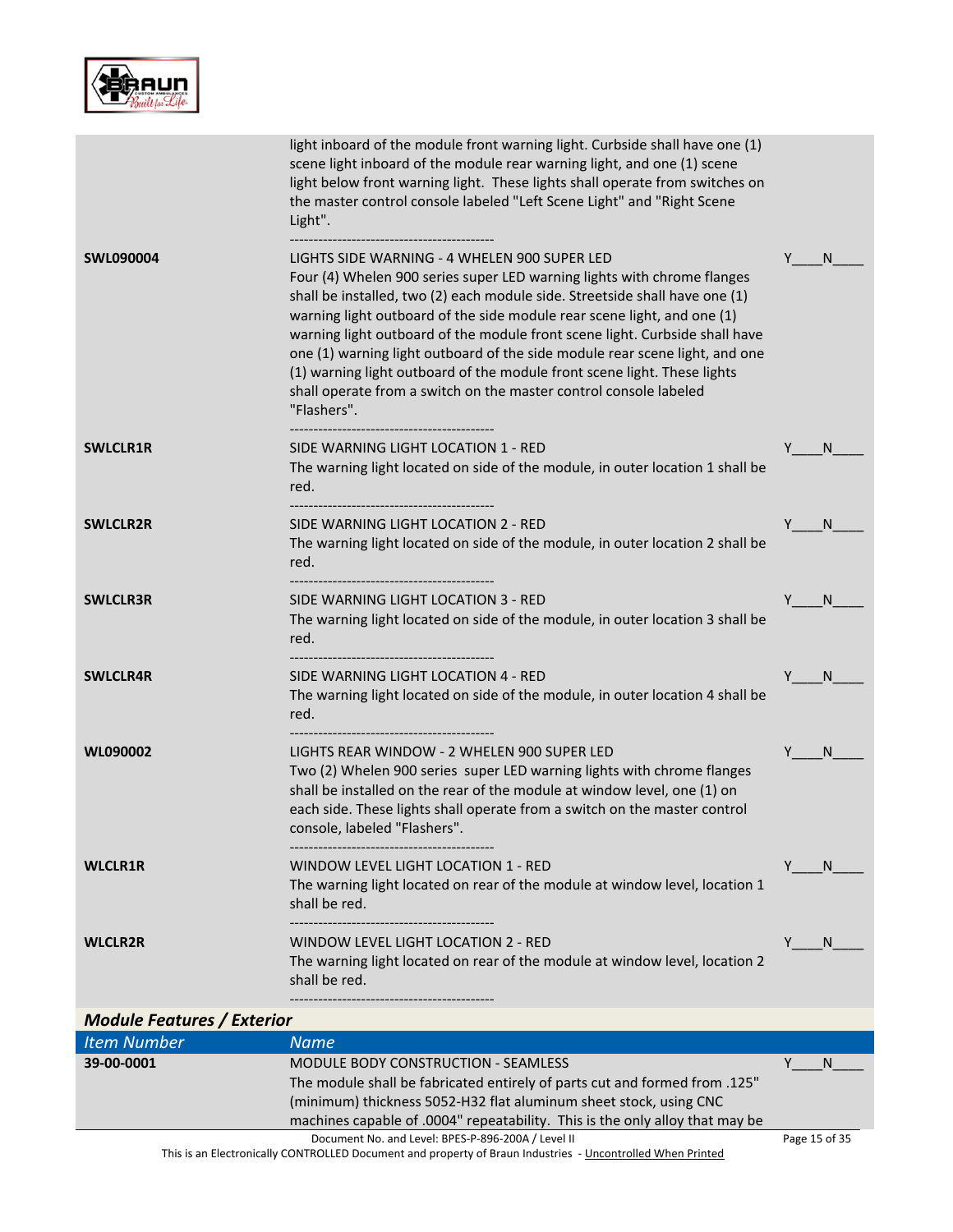| | | |
|---|---|---|
| | light inboard of the module front warning light. Curbside shall have one (1) scene light inboard of the module rear warning light, and one (1) scene light below front warning light. These lights shall operate from switches on the master control console labeled "Left Scene Light" and "Right Scene Light".<br>------------------------------------------- | |
| **SWL090004** | LIGHTS SIDE WARNING - 4 WHELEN 900 SUPER LED<br>Four (4) Whelen 900 series super LED warning lights with chrome flanges shall be installed, two (2) each module side. Streetside shall have one (1) warning light outboard of the side module rear scene light, and one (1) warning light outboard of the module front scene light. Curbside shall have one (1) warning light outboard of the side module rear scene light, and one (1) warning light outboard of the module front scene light. These lights shall operate from a switch on the master control console labeled "Flashers".<br>------------------------------------------- | Y____N____ |
| **SWLCLR1R** | SIDE WARNING LIGHT LOCATION 1 - RED<br>The warning light located on side of the module, in outer location 1 shall be red.<br>------------------------------------------- | Y____N____ |
| **SWLCLR2R** | SIDE WARNING LIGHT LOCATION 2 - RED<br>The warning light located on side of the module, in outer location 2 shall be red.<br>------------------------------------------- | Y____N____ |
| **SWLCLR3R** | SIDE WARNING LIGHT LOCATION 3 - RED<br>The warning light located on side of the module, in outer location 3 shall be red.<br>------------------------------------------- | Y____N____ |
| **SWLCLR4R** | SIDE WARNING LIGHT LOCATION 4 - RED<br>The warning light located on side of the module, in outer location 4 shall be red.<br>------------------------------------------- | Y____N____ |
| **WL090002** | LIGHTS REAR WINDOW - 2 WHELEN 900 SUPER LED<br>Two (2) Whelen 900 series super LED warning lights with chrome flanges shall be installed on the rear of the module at window level, one (1) on each side. These lights shall operate from a switch on the master control console, labeled "Flashers".<br>------------------------------------------- | Y____N____ |
| **WLCLR1R** | WINDOW LEVEL LIGHT LOCATION 1 - RED<br>The warning light located on rear of the module at window level, location 1 shall be red.<br>------------------------------------------- | Y____N____ |
| **WLCLR2R** | WINDOW LEVEL LIGHT LOCATION 2 - RED<br>The warning light located on rear of the module at window level, location 2 shall be red.<br>------------------------------------------- | Y____N____ |

## *Module Features / Exterior*

| *Item Number* | *Name* | |
|---|---|---|
| **39-00-0001** | MODULE BODY CONSTRUCTION - SEAMLESS<br>The module shall be fabricated entirely of parts cut and formed from .125" (minimum) thickness 5052-H32 flat aluminum sheet stock, using CNC machines capable of .0004" repeatability. This is the only alloy that may be | Y____N____ |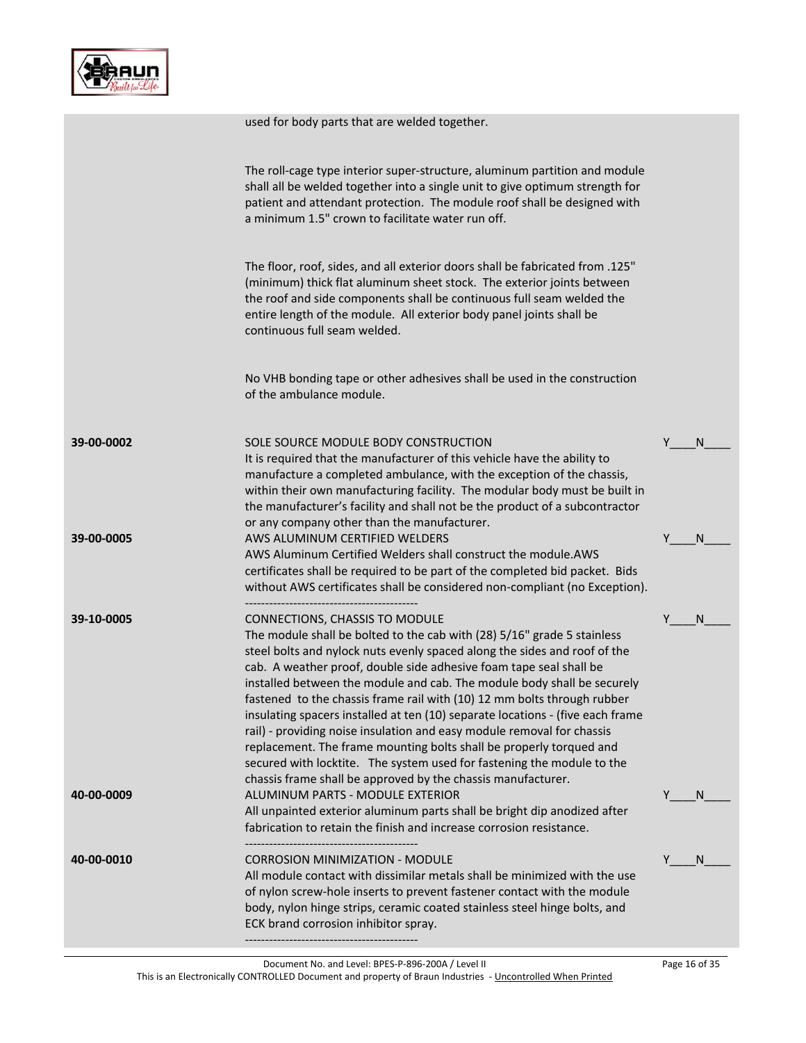used for body parts that are welded together.

The roll-cage type interior super-structure, aluminum partition and module shall all be welded together into a single unit to give optimum strength for patient and attendant protection. The module roof shall be designed with a minimum 1.5" crown to facilitate water run off.

The floor, roof, sides, and all exterior doors shall be fabricated from .125" (minimum) thick flat aluminum sheet stock. The exterior joints between the roof and side components shall be continuous full seam welded the entire length of the module. All exterior body panel joints shall be continuous full seam welded.

No VHB bonding tape or other adhesives shall be used in the construction of the ambulance module.

| | | |
|---|---|---|
| **39-00-0002** | SOLE SOURCE MODULE BODY CONSTRUCTION<br>It is required that the manufacturer of this vehicle have the ability to manufacture a completed ambulance, with the exception of the chassis, within their own manufacturing facility. The modular body must be built in the manufacturer's facility and shall not be the product of a subcontractor or any company other than the manufacturer. | Y____N____ |
| **39-00-0005** | AWS ALUMINUM CERTIFIED WELDERS<br>AWS Aluminum Certified Welders shall construct the module.AWS certificates shall be required to be part of the completed bid packet. Bids without AWS certificates shall be considered non-compliant (no Exception).<br>------------------------------------------- | Y____N____ |
| **39-10-0005** | CONNECTIONS, CHASSIS TO MODULE<br>The module shall be bolted to the cab with (28) 5/16" grade 5 stainless steel bolts and nylock nuts evenly spaced along the sides and roof of the cab. A weather proof, double side adhesive foam tape seal shall be installed between the module and cab. The module body shall be securely fastened to the chassis frame rail with (10) 12 mm bolts through rubber insulating spacers installed at ten (10) separate locations - (five each frame rail) - providing noise insulation and easy module removal for chassis replacement. The frame mounting bolts shall be properly torqued and secured with locktite. The system used for fastening the module to the chassis frame shall be approved by the chassis manufacturer. | Y____N____ |
| **40-00-0009** | ALUMINUM PARTS - MODULE EXTERIOR<br>All unpainted exterior aluminum parts shall be bright dip anodized after fabrication to retain the finish and increase corrosion resistance.<br>------------------------------------------- | Y____N____ |
| **40-00-0010** | CORROSION MINIMIZATION - MODULE<br>All module contact with dissimilar metals shall be minimized with the use of nylon screw-hole inserts to prevent fastener contact with the module body, nylon hinge strips, ceramic coated stainless steel hinge bolts, and ECK brand corrosion inhibitor spray.<br>------------------------------------------- | Y____N____ |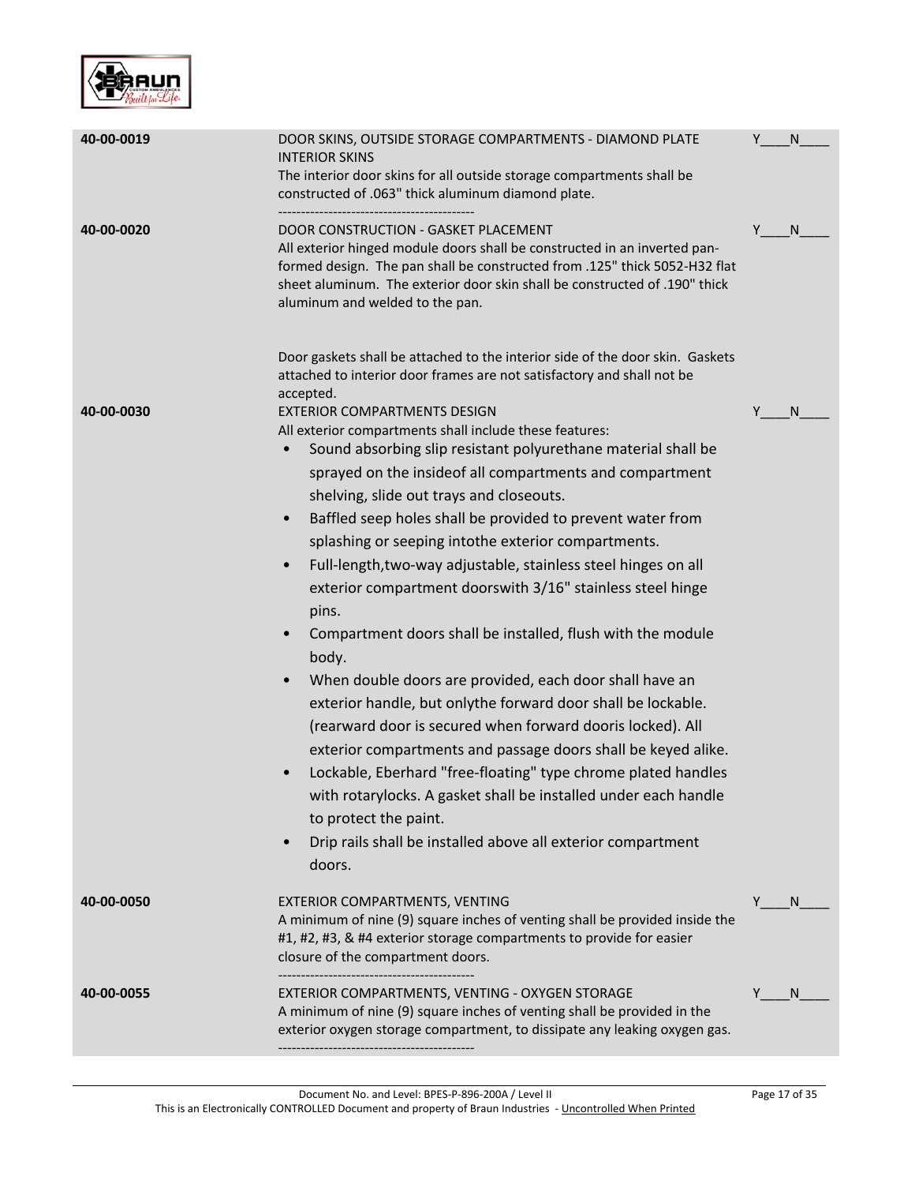| | | |
|---|---|---|
| **40-00-0019** | DOOR SKINS, OUTSIDE STORAGE COMPARTMENTS - DIAMOND PLATE INTERIOR SKINS<br>The interior door skins for all outside storage compartments shall be constructed of .063" thick aluminum diamond plate.<br>------------------------------------------- | Y____N____ |
| **40-00-0020** | DOOR CONSTRUCTION - GASKET PLACEMENT<br>All exterior hinged module doors shall be constructed in an inverted pan-formed design. The pan shall be constructed from .125" thick 5052-H32 flat sheet aluminum. The exterior door skin shall be constructed of .190" thick aluminum and welded to the pan.<br><br>Door gaskets shall be attached to the interior side of the door skin. Gaskets attached to interior door frames are not satisfactory and shall not be accepted. | Y____N____ |
| **40-00-0030** | EXTERIOR COMPARTMENTS DESIGN<br>All exterior compartments shall include these features:<br>• Sound absorbing slip resistant polyurethane material shall be sprayed on the insideof all compartments and compartment shelving, slide out trays and closeouts.<br>• Baffled seep holes shall be provided to prevent water from splashing or seeping intothe exterior compartments.<br>• Full-length,two-way adjustable, stainless steel hinges on all exterior compartment doorswith 3/16" stainless steel hinge pins.<br>• Compartment doors shall be installed, flush with the module body.<br>• When double doors are provided, each door shall have an exterior handle, but onlythe forward door shall be lockable. (rearward door is secured when forward dooris locked). All exterior compartments and passage doors shall be keyed alike.<br>• Lockable, Eberhard "free-floating" type chrome plated handles with rotarylocks. A gasket shall be installed under each handle to protect the paint.<br>• Drip rails shall be installed above all exterior compartment doors. | Y____N____ |
| **40-00-0050** | EXTERIOR COMPARTMENTS, VENTING<br>A minimum of nine (9) square inches of venting shall be provided inside the #1, #2, #3, & #4 exterior storage compartments to provide for easier closure of the compartment doors.<br>------------------------------------------- | Y____N____ |
| **40-00-0055** | EXTERIOR COMPARTMENTS, VENTING - OXYGEN STORAGE<br>A minimum of nine (9) square inches of venting shall be provided in the exterior oxygen storage compartment, to dissipate any leaking oxygen gas.<br>------------------------------------------- | Y____N____ |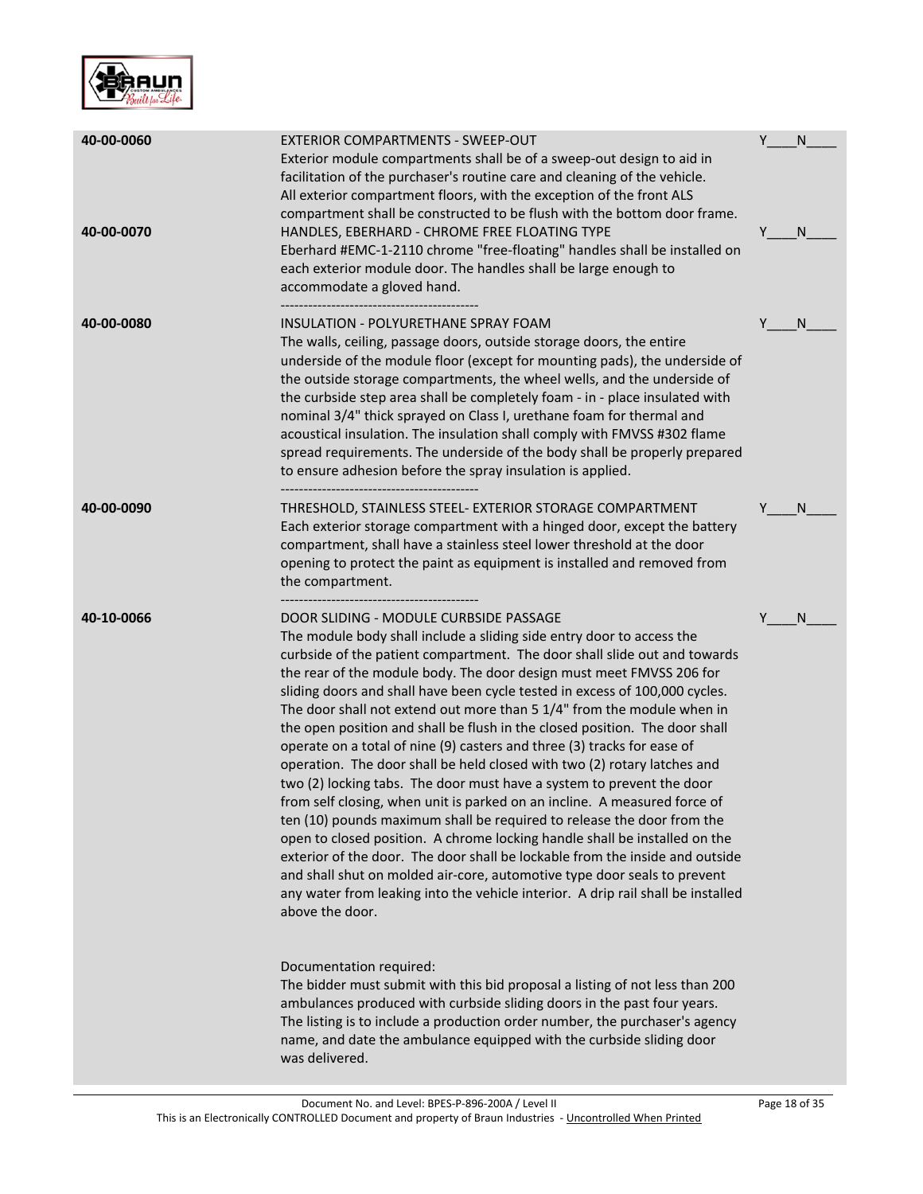**40-00-0060** EXTERIOR COMPARTMENTS - SWEEP-OUT Y____N____

Exterior module compartments shall be of a sweep-out design to aid in facilitation of the purchaser's routine care and cleaning of the vehicle. All exterior compartment floors, with the exception of the front ALS compartment shall be constructed to be flush with the bottom door frame.

**40-00-0070** HANDLES, EBERHARD - CHROME FREE FLOATING TYPE Y____N____

Eberhard #EMC-1-2110 chrome "free-floating" handles shall be installed on each exterior module door. The handles shall be large enough to accommodate a gloved hand.

-------------------------------------------

**40-00-0080** INSULATION - POLYURETHANE SPRAY FOAM Y____N____

The walls, ceiling, passage doors, outside storage doors, the entire underside of the module floor (except for mounting pads), the underside of the outside storage compartments, the wheel wells, and the underside of the curbside step area shall be completely foam - in - place insulated with nominal 3/4" thick sprayed on Class I, urethane foam for thermal and acoustical insulation. The insulation shall comply with FMVSS #302 flame spread requirements. The underside of the body shall be properly prepared to ensure adhesion before the spray insulation is applied.

-------------------------------------------

**40-00-0090** THRESHOLD, STAINLESS STEEL- EXTERIOR STORAGE COMPARTMENT Y____N____

Each exterior storage compartment with a hinged door, except the battery compartment, shall have a stainless steel lower threshold at the door opening to protect the paint as equipment is installed and removed from the compartment.

-------------------------------------------

**40-10-0066** DOOR SLIDING - MODULE CURBSIDE PASSAGE Y____N____

The module body shall include a sliding side entry door to access the curbside of the patient compartment. The door shall slide out and towards the rear of the module body. The door design must meet FMVSS 206 for sliding doors and shall have been cycle tested in excess of 100,000 cycles. The door shall not extend out more than 5 1/4" from the module when in the open position and shall be flush in the closed position. The door shall operate on a total of nine (9) casters and three (3) tracks for ease of operation. The door shall be held closed with two (2) rotary latches and two (2) locking tabs. The door must have a system to prevent the door from self closing, when unit is parked on an incline. A measured force of ten (10) pounds maximum shall be required to release the door from the open to closed position. A chrome locking handle shall be installed on the exterior of the door. The door shall be lockable from the inside and outside and shall shut on molded air-core, automotive type door seals to prevent any water from leaking into the vehicle interior. A drip rail shall be installed above the door.

Documentation required:
The bidder must submit with this bid proposal a listing of not less than 200 ambulances produced with curbside sliding doors in the past four years. The listing is to include a production order number, the purchaser's agency name, and date the ambulance equipped with the curbside sliding door was delivered.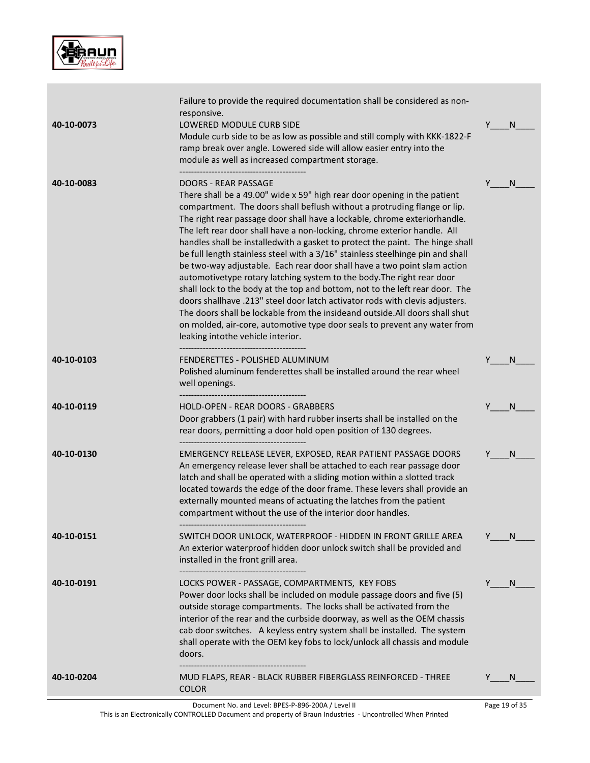Failure to provide the required documentation shall be considered as non-responsive.

| | | |
|---|---|---|
| **40-10-0073** | LOWERED MODULE CURB SIDE<br>Module curb side to be as low as possible and still comply with KKK-1822-F ramp break over angle. Lowered side will allow easier entry into the module as well as increased compartment storage.<br>------------------------------------------- | Y____N____ |
| **40-10-0083** | DOORS - REAR PASSAGE<br>There shall be a 49.00" wide x 59" high rear door opening in the patient compartment. The doors shall beflush without a protruding flange or lip. The right rear passage door shall have a lockable, chrome exteriorhandle. The left rear door shall have a non-locking, chrome exterior handle. All handles shall be installedwith a gasket to protect the paint. The hinge shall be full length stainless steel with a 3/16" stainless steelhinge pin and shall be two-way adjustable. Each rear door shall have a two point slam action automotivetype rotary latching system to the body.The right rear door shall lock to the body at the top and bottom, not to the left rear door. The doors shallhave .213" steel door latch activator rods with clevis adjusters. The doors shall be lockable from the insideand outside.All doors shall shut on molded, air-core, automotive type door seals to prevent any water from leaking intothe vehicle interior.<br>------------------------------------------- | Y____N____ |
| **40-10-0103** | FENDERETTES - POLISHED ALUMINUM<br>Polished aluminum fenderettes shall be installed around the rear wheel well openings.<br>------------------------------------------- | Y____N____ |
| **40-10-0119** | HOLD-OPEN - REAR DOORS - GRABBERS<br>Door grabbers (1 pair) with hard rubber inserts shall be installed on the rear doors, permitting a door hold open position of 130 degrees.<br>------------------------------------------- | Y____N____ |
| **40-10-0130** | EMERGENCY RELEASE LEVER, EXPOSED, REAR PATIENT PASSAGE DOORS<br>An emergency release lever shall be attached to each rear passage door latch and shall be operated with a sliding motion within a slotted track located towards the edge of the door frame. These levers shall provide an externally mounted means of actuating the latches from the patient compartment without the use of the interior door handles.<br>------------------------------------------- | Y____N____ |
| **40-10-0151** | SWITCH DOOR UNLOCK, WATERPROOF - HIDDEN IN FRONT GRILLE AREA<br>An exterior waterproof hidden door unlock switch shall be provided and installed in the front grill area.<br>------------------------------------------- | Y____N____ |
| **40-10-0191** | LOCKS POWER - PASSAGE, COMPARTMENTS, KEY FOBS<br>Power door locks shall be included on module passage doors and five (5) outside storage compartments. The locks shall be activated from the interior of the rear and the curbside doorway, as well as the OEM chassis cab door switches. A keyless entry system shall be installed. The system shall operate with the OEM key fobs to lock/unlock all chassis and module doors.<br>------------------------------------------- | Y____N____ |
| **40-10-0204** | MUD FLAPS, REAR - BLACK RUBBER FIBERGLASS REINFORCED - THREE COLOR | Y____N____ |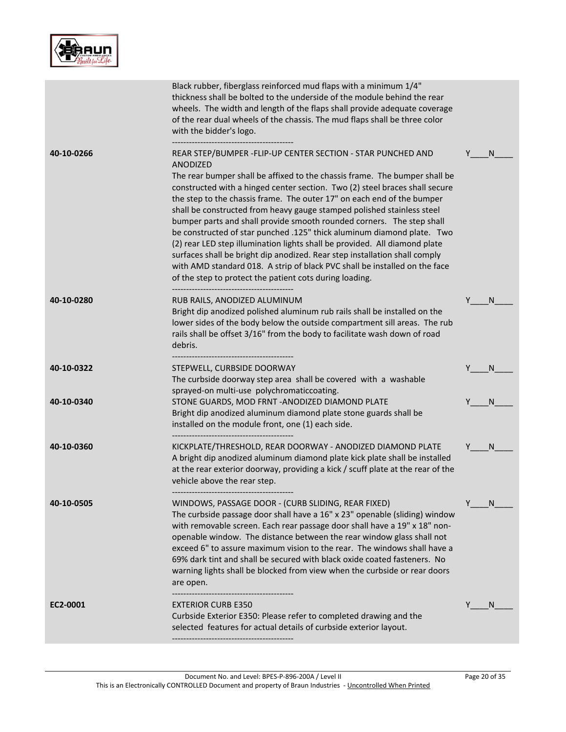| | | |
|---|---|---|
| | Black rubber, fiberglass reinforced mud flaps with a minimum 1/4" thickness shall be bolted to the underside of the module behind the rear wheels. The width and length of the flaps shall provide adequate coverage of the rear dual wheels of the chassis. The mud flaps shall be three color with the bidder's logo.<br>------------------------------------------- | |
| 40-10-0266 | REAR STEP/BUMPER -FLIP-UP CENTER SECTION - STAR PUNCHED AND ANODIZED<br>The rear bumper shall be affixed to the chassis frame. The bumper shall be constructed with a hinged center section. Two (2) steel braces shall secure the step to the chassis frame. The outer 17" on each end of the bumper shall be constructed from heavy gauge stamped polished stainless steel bumper parts and shall provide smooth rounded corners. The step shall be constructed of star punched .125" thick aluminum diamond plate. Two (2) rear LED step illumination lights shall be provided. All diamond plate surfaces shall be bright dip anodized. Rear step installation shall comply with AMD standard 018. A strip of black PVC shall be installed on the face of the step to protect the patient cots during loading.<br>------------------------------------------- | Y____N____ |
| 40-10-0280 | RUB RAILS, ANODIZED ALUMINUM<br>Bright dip anodized polished aluminum rub rails shall be installed on the lower sides of the body below the outside compartment sill areas. The rub rails shall be offset 3/16" from the body to facilitate wash down of road debris.<br>------------------------------------------- | Y____N____ |
| 40-10-0322 | STEPWELL, CURBSIDE DOORWAY<br>The curbside doorway step area shall be covered with a washable sprayed-on multi-use polychromaticcoating. | Y____N____ |
| 40-10-0340 | STONE GUARDS, MOD FRNT -ANODIZED DIAMOND PLATE<br>Bright dip anodized aluminum diamond plate stone guards shall be installed on the module front, one (1) each side.<br>------------------------------------------- | Y____N____ |
| 40-10-0360 | KICKPLATE/THRESHOLD, REAR DOORWAY - ANODIZED DIAMOND PLATE<br>A bright dip anodized aluminum diamond plate kick plate shall be installed at the rear exterior doorway, providing a kick / scuff plate at the rear of the vehicle above the rear step.<br>------------------------------------------- | Y____N____ |
| 40-10-0505 | WINDOWS, PASSAGE DOOR - (CURB SLIDING, REAR FIXED)<br>The curbside passage door shall have a 16" x 23" openable (sliding) window with removable screen. Each rear passage door shall have a 19" x 18" non-openable window. The distance between the rear window glass shall not exceed 6" to assure maximum vision to the rear. The windows shall have a 69% dark tint and shall be secured with black oxide coated fasteners. No warning lights shall be blocked from view when the curbside or rear doors are open.<br>------------------------------------------- | Y____N____ |
| EC2-0001 | EXTERIOR CURB E350<br>Curbside Exterior E350: Please refer to completed drawing and the selected features for actual details of curbside exterior layout.<br>------------------------------------------- | Y____N____ |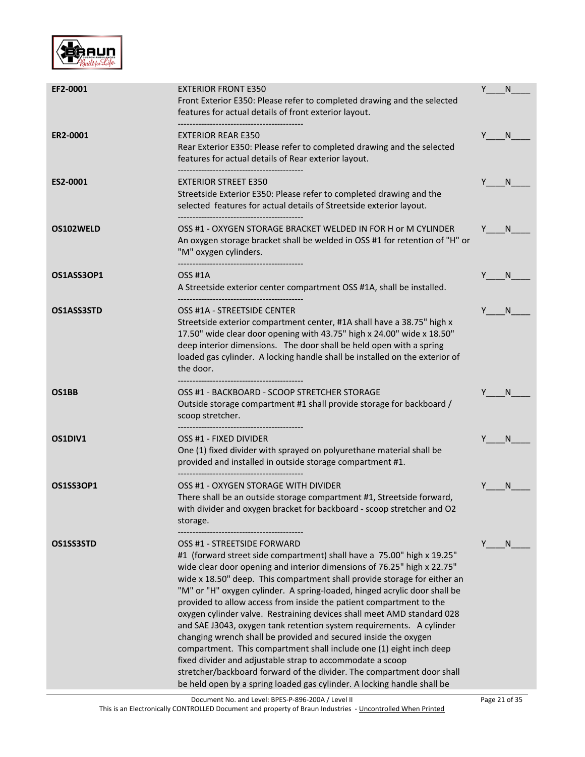| | | |
|---|---|---|
| **EF2-0001** | EXTERIOR FRONT E350<br>Front Exterior E350: Please refer to completed drawing and the selected features for actual details of front exterior layout.<br>------------------------------------------- | Y____N____ |
| **ER2-0001** | EXTERIOR REAR E350<br>Rear Exterior E350: Please refer to completed drawing and the selected features for actual details of Rear exterior layout.<br>------------------------------------------- | Y____N____ |
| **ES2-0001** | EXTERIOR STREET E350<br>Streetside Exterior E350: Please refer to completed drawing and the selected features for actual details of Streetside exterior layout.<br>------------------------------------------- | Y____N____ |
| **OS102WELD** | OSS #1 - OXYGEN STORAGE BRACKET WELDED IN FOR H or M CYLINDER<br>An oxygen storage bracket shall be welded in OSS #1 for retention of "H" or "M" oxygen cylinders.<br>------------------------------------------- | Y____N____ |
| **OS1ASS3OP1** | OSS #1A<br>A Streetside exterior center compartment OSS #1A, shall be installed.<br>------------------------------------------- | Y____N____ |
| **OS1ASS3STD** | OSS #1A - STREETSIDE CENTER<br>Streetside exterior compartment center, #1A shall have a 38.75" high x 17.50" wide clear door opening with 43.75" high x 24.00" wide x 18.50" deep interior dimensions. The door shall be held open with a spring loaded gas cylinder. A locking handle shall be installed on the exterior of the door.<br>------------------------------------------- | Y____N____ |
| **OS1BB** | OSS #1 - BACKBOARD - SCOOP STRETCHER STORAGE<br>Outside storage compartment #1 shall provide storage for backboard / scoop stretcher.<br>------------------------------------------- | Y____N____ |
| **OS1DIV1** | OSS #1 - FIXED DIVIDER<br>One (1) fixed divider with sprayed on polyurethane material shall be provided and installed in outside storage compartment #1.<br>------------------------------------------- | Y____N____ |
| **OS1SS3OP1** | OSS #1 - OXYGEN STORAGE WITH DIVIDER<br>There shall be an outside storage compartment #1, Streetside forward, with divider and oxygen bracket for backboard - scoop stretcher and O2 storage.<br>------------------------------------------- | Y____N____ |
| **OS1SS3STD** | OSS #1 - STREETSIDE FORWARD<br>#1 (forward street side compartment) shall have a 75.00" high x 19.25" wide clear door opening and interior dimensions of 76.25" high x 22.75" wide x 18.50" deep. This compartment shall provide storage for either an "M" or "H" oxygen cylinder. A spring-loaded, hinged acrylic door shall be provided to allow access from inside the patient compartment to the oxygen cylinder valve. Restraining devices shall meet AMD standard 028 and SAE J3043, oxygen tank retention system requirements. A cylinder changing wrench shall be provided and secured inside the oxygen compartment. This compartment shall include one (1) eight inch deep fixed divider and adjustable strap to accommodate a scoop stretcher/backboard forward of the divider. The compartment door shall be held open by a spring loaded gas cylinder. A locking handle shall be | Y____N____ |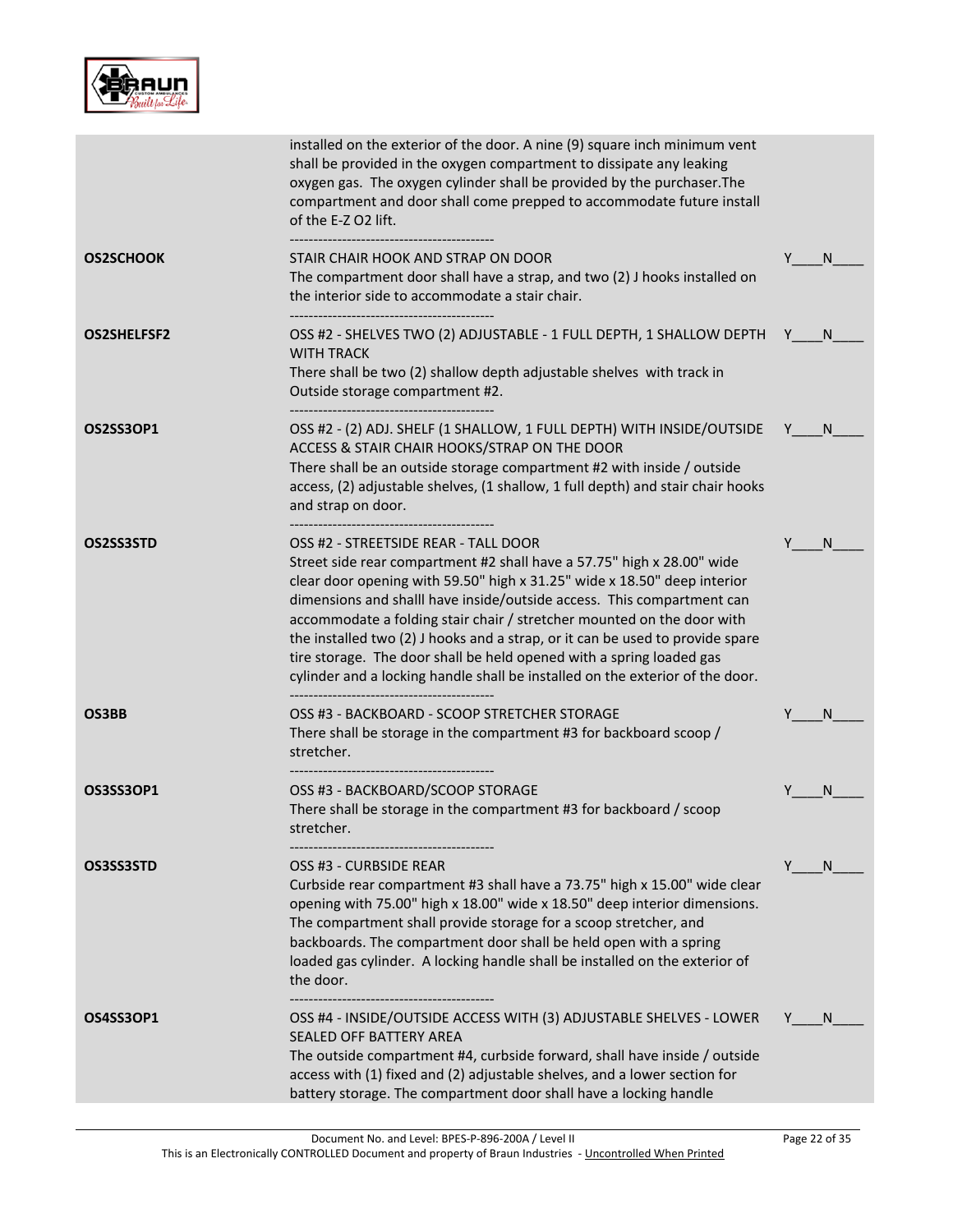| | | |
|---|---|---|
| | installed on the exterior of the door. A nine (9) square inch minimum vent shall be provided in the oxygen compartment to dissipate any leaking oxygen gas. The oxygen cylinder shall be provided by the purchaser.The compartment and door shall come prepped to accommodate future install of the E-Z O2 lift.<br>------------------------------------------- | |
| **OS2SCHOOK** | STAIR CHAIR HOOK AND STRAP ON DOOR<br>The compartment door shall have a strap, and two (2) J hooks installed on the interior side to accommodate a stair chair.<br>------------------------------------------- | Y____N____ |
| **OS2SHELFSF2** | OSS #2 - SHELVES TWO (2) ADJUSTABLE - 1 FULL DEPTH, 1 SHALLOW DEPTH WITH TRACK<br>There shall be two (2) shallow depth adjustable shelves with track in Outside storage compartment #2.<br>------------------------------------------- | Y____N____ |
| **OS2SS3OP1** | OSS #2 - (2) ADJ. SHELF (1 SHALLOW, 1 FULL DEPTH) WITH INSIDE/OUTSIDE ACCESS & STAIR CHAIR HOOKS/STRAP ON THE DOOR<br>There shall be an outside storage compartment #2 with inside / outside access, (2) adjustable shelves, (1 shallow, 1 full depth) and stair chair hooks and strap on door.<br>------------------------------------------- | Y____N____ |
| **OS2SS3STD** | OSS #2 - STREETSIDE REAR - TALL DOOR<br>Street side rear compartment #2 shall have a 57.75" high x 28.00" wide clear door opening with 59.50" high x 31.25" wide x 18.50" deep interior dimensions and shalll have inside/outside access. This compartment can accommodate a folding stair chair / stretcher mounted on the door with the installed two (2) J hooks and a strap, or it can be used to provide spare tire storage. The door shall be held opened with a spring loaded gas cylinder and a locking handle shall be installed on the exterior of the door.<br>------------------------------------------- | Y____N____ |
| **OS3BB** | OSS #3 - BACKBOARD - SCOOP STRETCHER STORAGE<br>There shall be storage in the compartment #3 for backboard scoop / stretcher.<br>------------------------------------------- | Y____N____ |
| **OS3SS3OP1** | OSS #3 - BACKBOARD/SCOOP STORAGE<br>There shall be storage in the compartment #3 for backboard / scoop stretcher.<br>------------------------------------------- | Y____N____ |
| **OS3SS3STD** | OSS #3 - CURBSIDE REAR<br>Curbside rear compartment #3 shall have a 73.75" high x 15.00" wide clear opening with 75.00" high x 18.00" wide x 18.50" deep interior dimensions. The compartment shall provide storage for a scoop stretcher, and backboards. The compartment door shall be held open with a spring loaded gas cylinder. A locking handle shall be installed on the exterior of the door.<br>------------------------------------------- | Y____N____ |
| **OS4SS3OP1** | OSS #4 - INSIDE/OUTSIDE ACCESS WITH (3) ADJUSTABLE SHELVES - LOWER SEALED OFF BATTERY AREA<br>The outside compartment #4, curbside forward, shall have inside / outside access with (1) fixed and (2) adjustable shelves, and a lower section for battery storage. The compartment door shall have a locking handle | Y____N____ |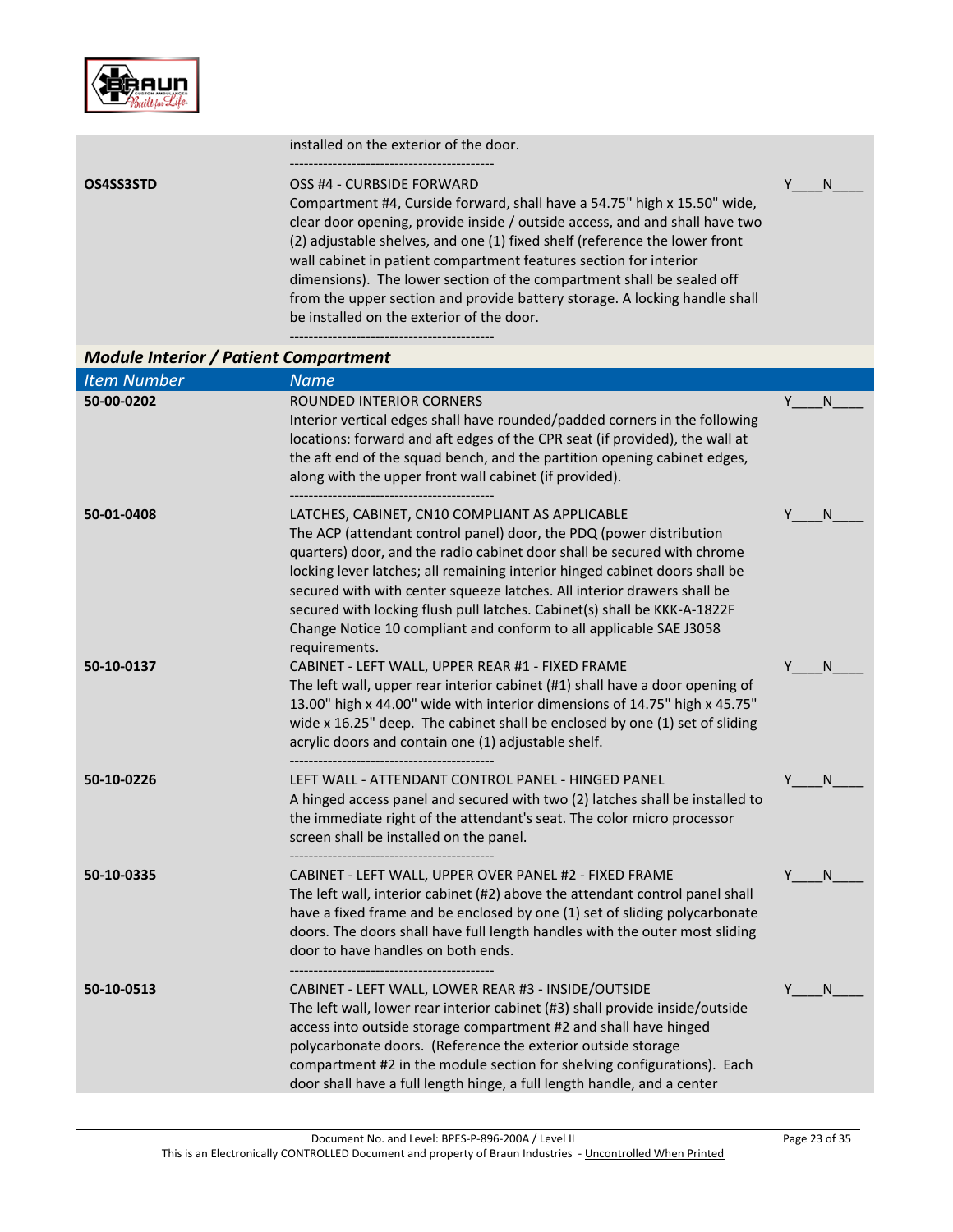| | | |
|---|---|---|
| | installed on the exterior of the door.<br>------------------------------------------- | |
| **OS4SS3STD** | OSS #4 - CURBSIDE FORWARD<br>Compartment #4, Curside forward, shall have a 54.75" high x 15.50" wide, clear door opening, provide inside / outside access, and and shall have two (2) adjustable shelves, and one (1) fixed shelf (reference the lower front wall cabinet in patient compartment features section for interior dimensions). The lower section of the compartment shall be sealed off from the upper section and provide battery storage. A locking handle shall be installed on the exterior of the door.<br>------------------------------------------- | Y____N____ |

### *Module Interior / Patient Compartment*

| *Item Number* | *Name* | |
|---|---|---|
| **50-00-0202** | ROUNDED INTERIOR CORNERS<br>Interior vertical edges shall have rounded/padded corners in the following locations: forward and aft edges of the CPR seat (if provided), the wall at the aft end of the squad bench, and the partition opening cabinet edges, along with the upper front wall cabinet (if provided).<br>------------------------------------------- | Y____N____ |
| **50-01-0408** | LATCHES, CABINET, CN10 COMPLIANT AS APPLICABLE<br>The ACP (attendant control panel) door, the PDQ (power distribution quarters) door, and the radio cabinet door shall be secured with chrome locking lever latches; all remaining interior hinged cabinet doors shall be secured with with center squeeze latches. All interior drawers shall be secured with locking flush pull latches. Cabinet(s) shall be KKK-A-1822F Change Notice 10 compliant and conform to all applicable SAE J3058 requirements. | Y____N____ |
| **50-10-0137** | CABINET - LEFT WALL, UPPER REAR #1 - FIXED FRAME<br>The left wall, upper rear interior cabinet (#1) shall have a door opening of 13.00" high x 44.00" wide with interior dimensions of 14.75" high x 45.75" wide x 16.25" deep. The cabinet shall be enclosed by one (1) set of sliding acrylic doors and contain one (1) adjustable shelf.<br>------------------------------------------- | Y____N____ |
| **50-10-0226** | LEFT WALL - ATTENDANT CONTROL PANEL - HINGED PANEL<br>A hinged access panel and secured with two (2) latches shall be installed to the immediate right of the attendant's seat. The color micro processor screen shall be installed on the panel.<br>------------------------------------------- | Y____N____ |
| **50-10-0335** | CABINET - LEFT WALL, UPPER OVER PANEL #2 - FIXED FRAME<br>The left wall, interior cabinet (#2) above the attendant control panel shall have a fixed frame and be enclosed by one (1) set of sliding polycarbonate doors. The doors shall have full length handles with the outer most sliding door to have handles on both ends.<br>------------------------------------------- | Y____N____ |
| **50-10-0513** | CABINET - LEFT WALL, LOWER REAR #3 - INSIDE/OUTSIDE<br>The left wall, lower rear interior cabinet (#3) shall provide inside/outside access into outside storage compartment #2 and shall have hinged polycarbonate doors. (Reference the exterior outside storage compartment #2 in the module section for shelving configurations). Each door shall have a full length hinge, a full length handle, and a center | Y____N____ |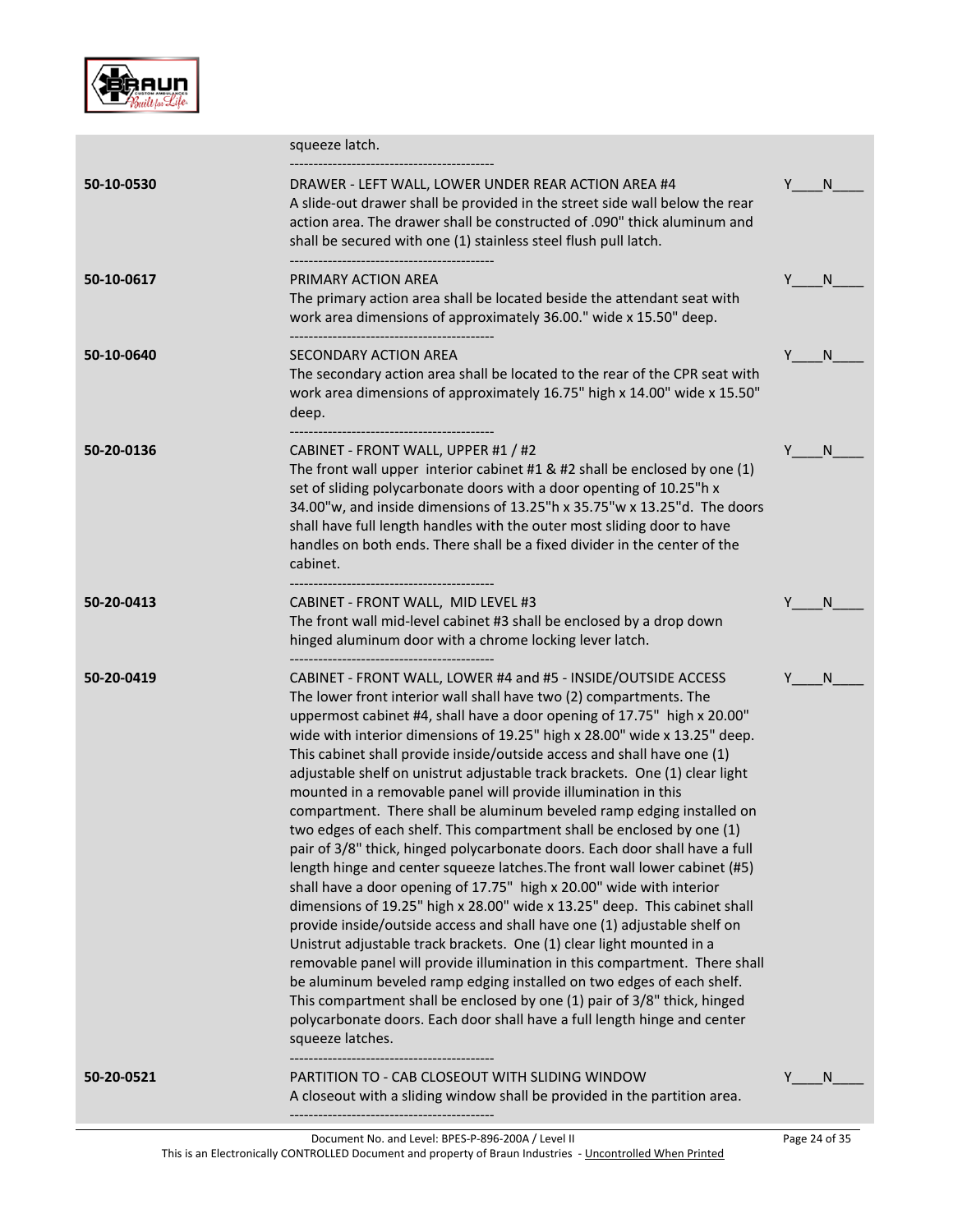| | | |
|---|---|---|
| | squeeze latch.<br>------------------------------------------- | |
| **50-10-0530** | DRAWER - LEFT WALL, LOWER UNDER REAR ACTION AREA #4<br>A slide-out drawer shall be provided in the street side wall below the rear action area. The drawer shall be constructed of .090" thick aluminum and shall be secured with one (1) stainless steel flush pull latch.<br>------------------------------------------- | Y____N____ |
| **50-10-0617** | PRIMARY ACTION AREA<br>The primary action area shall be located beside the attendant seat with work area dimensions of approximately 36.00." wide x 15.50" deep.<br>------------------------------------------- | Y____N____ |
| **50-10-0640** | SECONDARY ACTION AREA<br>The secondary action area shall be located to the rear of the CPR seat with work area dimensions of approximately 16.75" high x 14.00" wide x 15.50" deep.<br>------------------------------------------- | Y____N____ |
| **50-20-0136** | CABINET - FRONT WALL, UPPER #1 / #2<br>The front wall upper interior cabinet #1 & #2 shall be enclosed by one (1) set of sliding polycarbonate doors with a door opening of 10.25"h x 34.00"w, and inside dimensions of 13.25"h x 35.75"w x 13.25"d. The doors shall have full length handles with the outer most sliding door to have handles on both ends. There shall be a fixed divider in the center of the cabinet.<br>------------------------------------------- | Y____N____ |
| **50-20-0413** | CABINET - FRONT WALL, MID LEVEL #3<br>The front wall mid-level cabinet #3 shall be enclosed by a drop down hinged aluminum door with a chrome locking lever latch.<br>------------------------------------------- | Y____N____ |
| **50-20-0419** | CABINET - FRONT WALL, LOWER #4 and #5 - INSIDE/OUTSIDE ACCESS<br>The lower front interior wall shall have two (2) compartments. The uppermost cabinet #4, shall have a door opening of 17.75" high x 20.00" wide with interior dimensions of 19.25" high x 28.00" wide x 13.25" deep. This cabinet shall provide inside/outside access and shall have one (1) adjustable shelf on unistrut adjustable track brackets. One (1) clear light mounted in a removable panel will provide illumination in this compartment. There shall be aluminum beveled ramp edging installed on two edges of each shelf. This compartment shall be enclosed by one (1) pair of 3/8" thick, hinged polycarbonate doors. Each door shall have a full length hinge and center squeeze latches.The front wall lower cabinet (#5) shall have a door opening of 17.75" high x 20.00" wide with interior dimensions of 19.25" high x 28.00" wide x 13.25" deep. This cabinet shall provide inside/outside access and shall have one (1) adjustable shelf on Unistrut adjustable track brackets. One (1) clear light mounted in a removable panel will provide illumination in this compartment. There shall be aluminum beveled ramp edging installed on two edges of each shelf. This compartment shall be enclosed by one (1) pair of 3/8" thick, hinged polycarbonate doors. Each door shall have a full length hinge and center squeeze latches.<br>------------------------------------------- | Y____N____ |
| **50-20-0521** | PARTITION TO - CAB CLOSEOUT WITH SLIDING WINDOW<br>A closeout with a sliding window shall be provided in the partition area.<br>------------------------------------------- | Y____N____ |

Document No. and Level: BPES-P-896-200A / Level II

This is an Electronically CONTROLLED Document and property of Braun Industries - Uncontrolled When Printed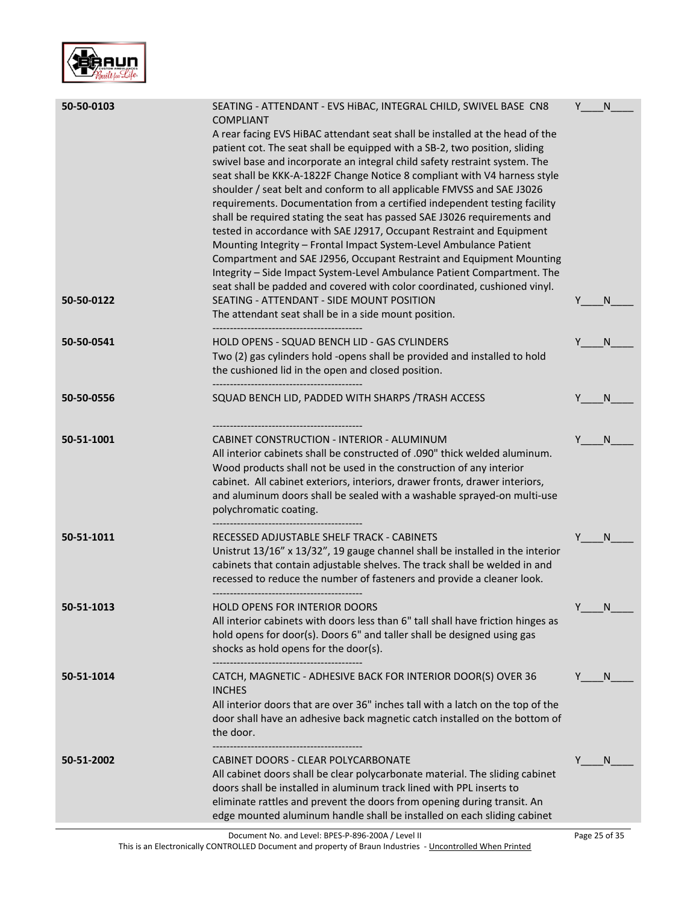| | | |
|---|---|---|
| 50-50-0103 | SEATING - ATTENDANT - EVS HiBAC, INTEGRAL CHILD, SWIVEL BASE CN8 COMPLIANT<br>A rear facing EVS HiBAC attendant seat shall be installed at the head of the patient cot. The seat shall be equipped with a SB-2, two position, sliding swivel base and incorporate an integral child safety restraint system. The seat shall be KKK-A-1822F Change Notice 8 compliant with V4 harness style shoulder / seat belt and conform to all applicable FMVSS and SAE J3026 requirements. Documentation from a certified independent testing facility shall be required stating the seat has passed SAE J3026 requirements and tested in accordance with SAE J2917, Occupant Restraint and Equipment Mounting Integrity – Frontal Impact System-Level Ambulance Patient Compartment and SAE J2956, Occupant Restraint and Equipment Mounting Integrity – Side Impact System-Level Ambulance Patient Compartment. The seat shall be padded and covered with color coordinated, cushioned vinyl. | Y____N____ |
| 50-50-0122 | SEATING - ATTENDANT - SIDE MOUNT POSITION<br>The attendant seat shall be in a side mount position.<br>------------------------------------------- | Y____N____ |
| 50-50-0541 | HOLD OPENS - SQUAD BENCH LID - GAS CYLINDERS<br>Two (2) gas cylinders hold -opens shall be provided and installed to hold the cushioned lid in the open and closed position.<br>------------------------------------------- | Y____N____ |
| 50-50-0556 | SQUAD BENCH LID, PADDED WITH SHARPS /TRASH ACCESS<br>------------------------------------------- | Y____N____ |
| 50-51-1001 | CABINET CONSTRUCTION - INTERIOR - ALUMINUM<br>All interior cabinets shall be constructed of .090" thick welded aluminum. Wood products shall not be used in the construction of any interior cabinet. All cabinet exteriors, interiors, drawer fronts, drawer interiors, and aluminum doors shall be sealed with a washable sprayed-on multi-use polychromatic coating.<br>------------------------------------------- | Y____N____ |
| 50-51-1011 | RECESSED ADJUSTABLE SHELF TRACK - CABINETS<br>Unistrut 13/16" x 13/32", 19 gauge channel shall be installed in the interior cabinets that contain adjustable shelves. The track shall be welded in and recessed to reduce the number of fasteners and provide a cleaner look.<br>------------------------------------------- | Y____N____ |
| 50-51-1013 | HOLD OPENS FOR INTERIOR DOORS<br>All interior cabinets with doors less than 6" tall shall have friction hinges as hold opens for door(s). Doors 6" and taller shall be designed using gas shocks as hold opens for the door(s).<br>------------------------------------------- | Y____N____ |
| 50-51-1014 | CATCH, MAGNETIC - ADHESIVE BACK FOR INTERIOR DOOR(S) OVER 36 INCHES<br>All interior doors that are over 36" inches tall with a latch on the top of the door shall have an adhesive back magnetic catch installed on the bottom of the door.<br>------------------------------------------- | Y____N____ |
| 50-51-2002 | CABINET DOORS - CLEAR POLYCARBONATE<br>All cabinet doors shall be clear polycarbonate material. The sliding cabinet doors shall be installed in aluminum track lined with PPL inserts to eliminate rattles and prevent the doors from opening during transit. An edge mounted aluminum handle shall be installed on each sliding cabinet | Y____N____ |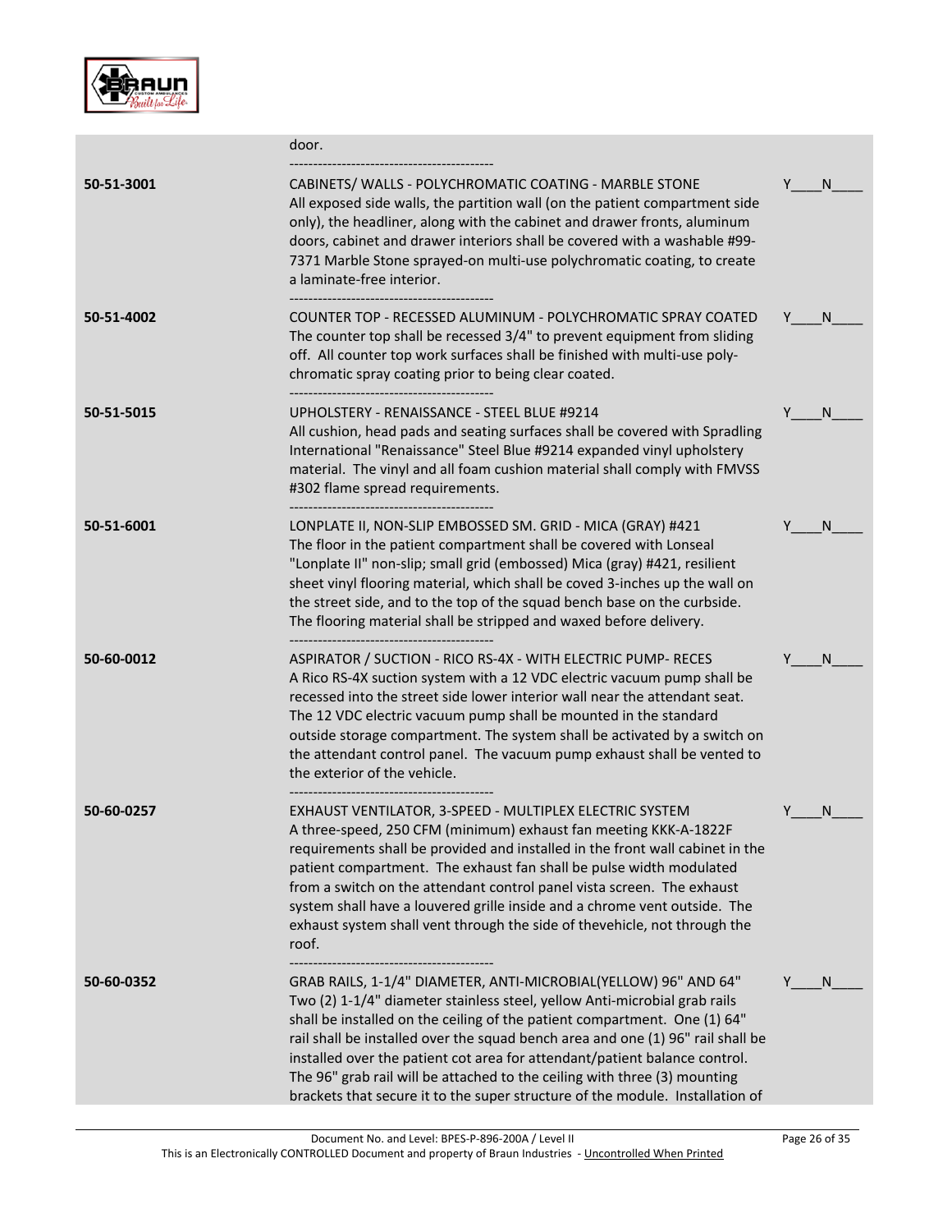| | | |
|---|---|---|
| | door.<br>------------------------------------------- | |
| **50-51-3001** | CABINETS/ WALLS - POLYCHROMATIC COATING - MARBLE STONE<br>All exposed side walls, the partition wall (on the patient compartment side only), the headliner, along with the cabinet and drawer fronts, aluminum doors, cabinet and drawer interiors shall be covered with a washable #99-7371 Marble Stone sprayed-on multi-use polychromatic coating, to create a laminate-free interior.<br>------------------------------------------- | Y____N____ |
| **50-51-4002** | COUNTER TOP - RECESSED ALUMINUM - POLYCHROMATIC SPRAY COATED<br>The counter top shall be recessed 3/4" to prevent equipment from sliding off. All counter top work surfaces shall be finished with multi-use poly-chromatic spray coating prior to being clear coated.<br>------------------------------------------- | Y____N____ |
| **50-51-5015** | UPHOLSTERY - RENAISSANCE - STEEL BLUE #9214<br>All cushion, head pads and seating surfaces shall be covered with Spradling International "Renaissance" Steel Blue #9214 expanded vinyl upholstery material. The vinyl and all foam cushion material shall comply with FMVSS #302 flame spread requirements.<br>------------------------------------------- | Y____N____ |
| **50-51-6001** | LONPLATE II, NON-SLIP EMBOSSED SM. GRID - MICA (GRAY) #421<br>The floor in the patient compartment shall be covered with Lonseal "Lonplate II" non-slip; small grid (embossed) Mica (gray) #421, resilient sheet vinyl flooring material, which shall be coved 3-inches up the wall on the street side, and to the top of the squad bench base on the curbside. The flooring material shall be stripped and waxed before delivery.<br>------------------------------------------- | Y____N____ |
| **50-60-0012** | ASPIRATOR / SUCTION - RICO RS-4X - WITH ELECTRIC PUMP- RECES<br>A Rico RS-4X suction system with a 12 VDC electric vacuum pump shall be recessed into the street side lower interior wall near the attendant seat. The 12 VDC electric vacuum pump shall be mounted in the standard outside storage compartment. The system shall be activated by a switch on the attendant control panel. The vacuum pump exhaust shall be vented to the exterior of the vehicle.<br>------------------------------------------- | Y____N____ |
| **50-60-0257** | EXHAUST VENTILATOR, 3-SPEED - MULTIPLEX ELECTRIC SYSTEM<br>A three-speed, 250 CFM (minimum) exhaust fan meeting KKK-A-1822F requirements shall be provided and installed in the front wall cabinet in the patient compartment. The exhaust fan shall be pulse width modulated from a switch on the attendant control panel vista screen. The exhaust system shall have a louvered grille inside and a chrome vent outside. The exhaust system shall vent through the side of thevehicle, not through the roof.<br>------------------------------------------- | Y____N____ |
| **50-60-0352** | GRAB RAILS, 1-1/4" DIAMETER, ANTI-MICROBIAL(YELLOW) 96" AND 64"<br>Two (2) 1-1/4" diameter stainless steel, yellow Anti-microbial grab rails shall be installed on the ceiling of the patient compartment. One (1) 64" rail shall be installed over the squad bench area and one (1) 96" rail shall be installed over the patient cot area for attendant/patient balance control. The 96" grab rail will be attached to the ceiling with three (3) mounting brackets that secure it to the super structure of the module. Installation of | Y____N____ |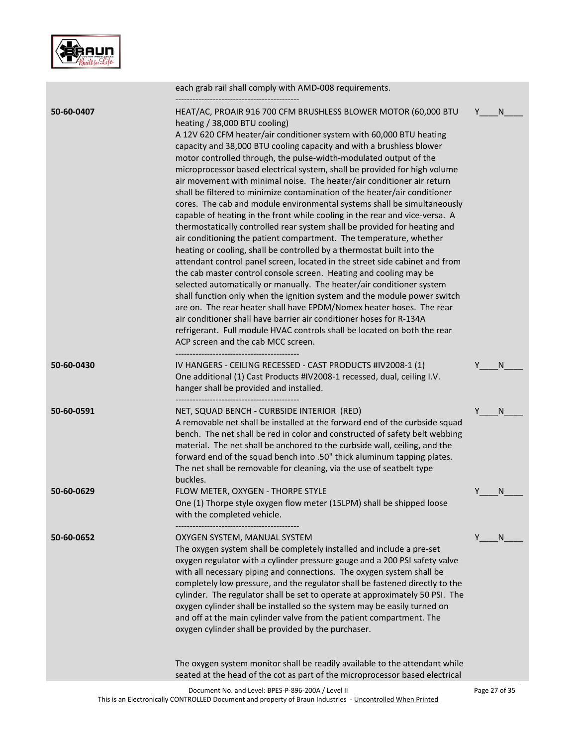| | | |
|---|---|---|
| | each grab rail shall comply with AMD-008 requirements.<br>------------------------------------------- | |
| **50-60-0407** | HEAT/AC, PROAIR 916 700 CFM BRUSHLESS BLOWER MOTOR (60,000 BTU heating / 38,000 BTU cooling)<br>A 12V 620 CFM heater/air conditioner system with 60,000 BTU heating capacity and 38,000 BTU cooling capacity and with a brushless blower motor controlled through, the pulse-width-modulated output of the microprocessor based electrical system, shall be provided for high volume air movement with minimal noise. The heater/air conditioner air return shall be filtered to minimize contamination of the heater/air conditioner cores. The cab and module environmental systems shall be simultaneously capable of heating in the front while cooling in the rear and vice-versa. A thermostatically controlled rear system shall be provided for heating and air conditioning the patient compartment. The temperature, whether heating or cooling, shall be controlled by a thermostat built into the attendant control panel screen, located in the street side cabinet and from the cab master control console screen. Heating and cooling may be selected automatically or manually. The heater/air conditioner system shall function only when the ignition system and the module power switch are on. The rear heater shall have EPDM/Nomex heater hoses. The rear air conditioner shall have barrier air conditioner hoses for R-134A refrigerant. Full module HVAC controls shall be located on both the rear ACP screen and the cab MCC screen.<br>------------------------------------------- | Y____N____ |
| **50-60-0430** | IV HANGERS - CEILING RECESSED - CAST PRODUCTS #IV2008-1 (1)<br>One additional (1) Cast Products #IV2008-1 recessed, dual, ceiling I.V. hanger shall be provided and installed.<br>------------------------------------------- | Y____N____ |
| **50-60-0591** | NET, SQUAD BENCH - CURBSIDE INTERIOR (RED)<br>A removable net shall be installed at the forward end of the curbside squad bench. The net shall be red in color and constructed of safety belt webbing material. The net shall be anchored to the curbside wall, ceiling, and the forward end of the squad bench into .50" thick aluminum tapping plates. The net shall be removable for cleaning, via the use of seatbelt type buckles. | Y____N____ |
| **50-60-0629** | FLOW METER, OXYGEN - THORPE STYLE<br>One (1) Thorpe style oxygen flow meter (15LPM) shall be shipped loose with the completed vehicle.<br>------------------------------------------- | Y____N____ |
| **50-60-0652** | OXYGEN SYSTEM, MANUAL SYSTEM<br>The oxygen system shall be completely installed and include a pre-set oxygen regulator with a cylinder pressure gauge and a 200 PSI safety valve with all necessary piping and connections. The oxygen system shall be completely low pressure, and the regulator shall be fastened directly to the cylinder. The regulator shall be set to operate at approximately 50 PSI. The oxygen cylinder shall be installed so the system may be easily turned on and off at the main cylinder valve from the patient compartment. The oxygen cylinder shall be provided by the purchaser.<br><br>The oxygen system monitor shall be readily available to the attendant while seated at the head of the cot as part of the microprocessor based electrical | Y____N____ |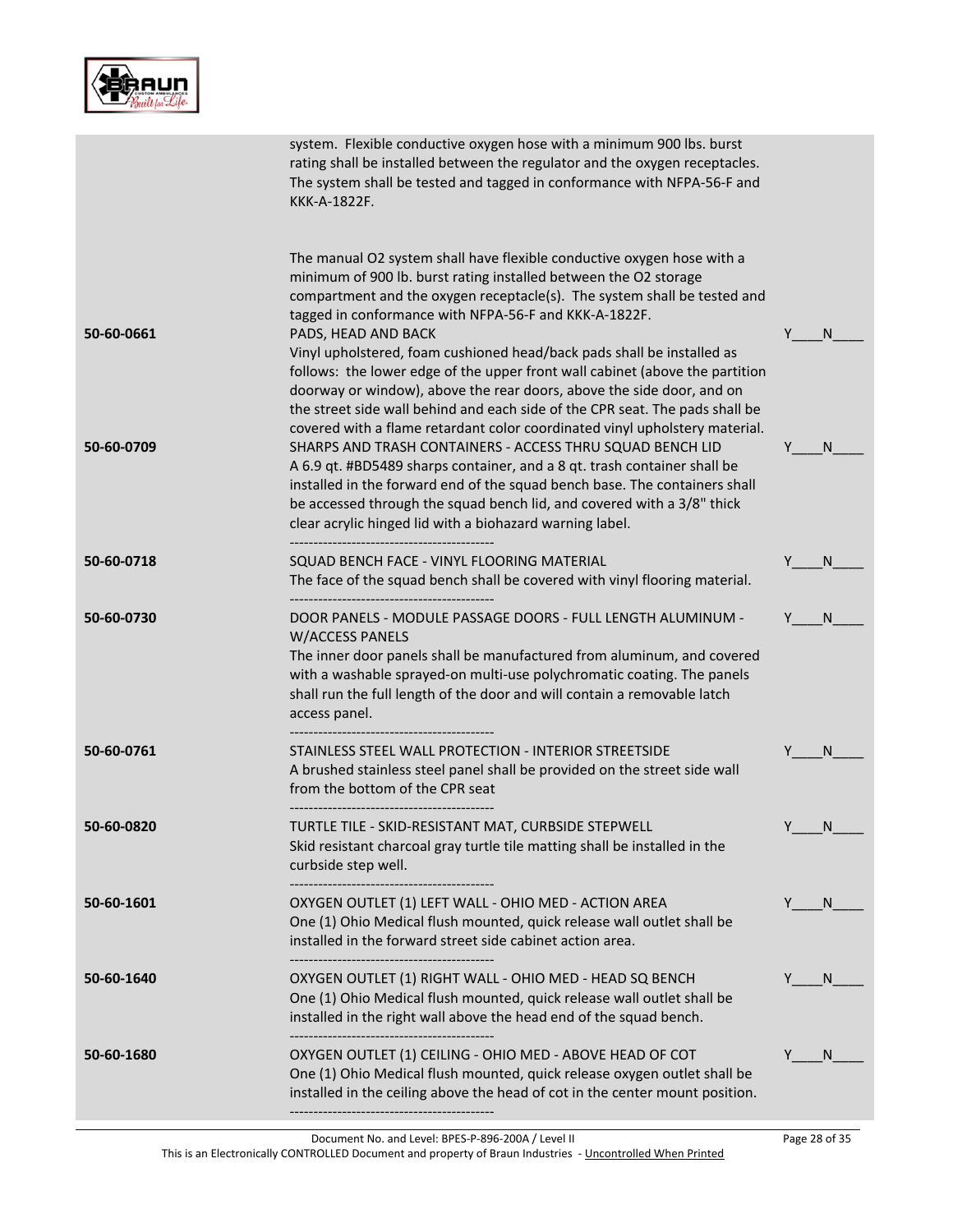| | | |
|---|---|---|
| | system. Flexible conductive oxygen hose with a minimum 900 lbs. burst rating shall be installed between the regulator and the oxygen receptacles. The system shall be tested and tagged in conformance with NFPA-56-F and KKK-A-1822F.<br><br>The manual O2 system shall have flexible conductive oxygen hose with a minimum of 900 lb. burst rating installed between the O2 storage compartment and the oxygen receptacle(s). The system shall be tested and tagged in conformance with NFPA-56-F and KKK-A-1822F. | |
| 50-60-0661 | PADS, HEAD AND BACK<br>Vinyl upholstered, foam cushioned head/back pads shall be installed as follows: the lower edge of the upper front wall cabinet (above the partition doorway or window), above the rear doors, above the side door, and on the street side wall behind and each side of the CPR seat. The pads shall be covered with a flame retardant color coordinated vinyl upholstery material. | Y____N____ |
| 50-60-0709 | SHARPS AND TRASH CONTAINERS - ACCESS THRU SQUAD BENCH LID<br>A 6.9 qt. #BD5489 sharps container, and a 8 qt. trash container shall be installed in the forward end of the squad bench base. The containers shall be accessed through the squad bench lid, and covered with a 3/8" thick clear acrylic hinged lid with a biohazard warning label.<br>------------------------------------------- | Y____N____ |
| 50-60-0718 | SQUAD BENCH FACE - VINYL FLOORING MATERIAL<br>The face of the squad bench shall be covered with vinyl flooring material.<br>------------------------------------------- | Y____N____ |
| 50-60-0730 | DOOR PANELS - MODULE PASSAGE DOORS - FULL LENGTH ALUMINUM - W/ACCESS PANELS<br>The inner door panels shall be manufactured from aluminum, and covered with a washable sprayed-on multi-use polychromatic coating. The panels shall run the full length of the door and will contain a removable latch access panel.<br>------------------------------------------- | Y____N____ |
| 50-60-0761 | STAINLESS STEEL WALL PROTECTION - INTERIOR STREETSIDE<br>A brushed stainless steel panel shall be provided on the street side wall from the bottom of the CPR seat<br>------------------------------------------- | Y____N____ |
| 50-60-0820 | TURTLE TILE - SKID-RESISTANT MAT, CURBSIDE STEPWELL<br>Skid resistant charcoal gray turtle tile matting shall be installed in the curbside step well.<br>------------------------------------------- | Y____N____ |
| 50-60-1601 | OXYGEN OUTLET (1) LEFT WALL - OHIO MED - ACTION AREA<br>One (1) Ohio Medical flush mounted, quick release wall outlet shall be installed in the forward street side cabinet action area.<br>------------------------------------------- | Y____N____ |
| 50-60-1640 | OXYGEN OUTLET (1) RIGHT WALL - OHIO MED - HEAD SQ BENCH<br>One (1) Ohio Medical flush mounted, quick release wall outlet shall be installed in the right wall above the head end of the squad bench.<br>------------------------------------------- | Y____N____ |
| 50-60-1680 | OXYGEN OUTLET (1) CEILING - OHIO MED - ABOVE HEAD OF COT<br>One (1) Ohio Medical flush mounted, quick release oxygen outlet shall be installed in the ceiling above the head of cot in the center mount position.<br>------------------------------------------- | Y____N____ |

Document No. and Level: BPES-P-896-200A / Level II

This is an Electronically CONTROLLED Document and property of Braun Industries - Uncontrolled When Printed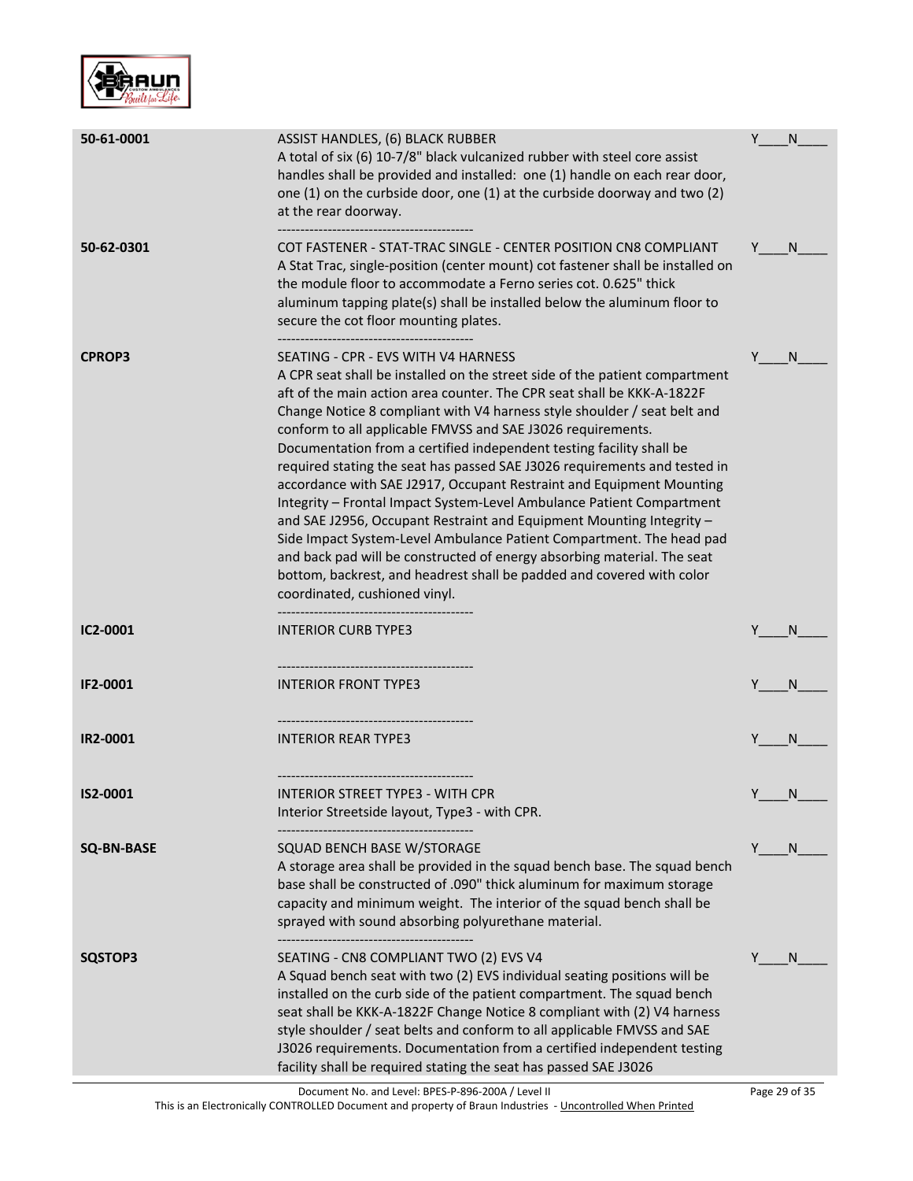| Code | Description | Y/N |
| --- | --- | --- |
| **50-61-0001** | ASSIST HANDLES, (6) BLACK RUBBER<br>A total of six (6) 10-7/8" black vulcanized rubber with steel core assist handles shall be provided and installed: one (1) handle on each rear door, one (1) on the curbside door, one (1) at the curbside doorway and two (2) at the rear doorway. | Y____N____ |
| **50-62-0301** | COT FASTENER - STAT-TRAC SINGLE - CENTER POSITION CN8 COMPLIANT<br>A Stat Trac, single-position (center mount) cot fastener shall be installed on the module floor to accommodate a Ferno series cot. 0.625" thick aluminum tapping plate(s) shall be installed below the aluminum floor to secure the cot floor mounting plates. | Y____N____ |
| **CPROP3** | SEATING - CPR - EVS WITH V4 HARNESS<br>A CPR seat shall be installed on the street side of the patient compartment aft of the main action area counter. The CPR seat shall be KKK-A-1822F Change Notice 8 compliant with V4 harness style shoulder / seat belt and conform to all applicable FMVSS and SAE J3026 requirements. Documentation from a certified independent testing facility shall be required stating the seat has passed SAE J3026 requirements and tested in accordance with SAE J2917, Occupant Restraint and Equipment Mounting Integrity – Frontal Impact System-Level Ambulance Patient Compartment and SAE J2956, Occupant Restraint and Equipment Mounting Integrity – Side Impact System-Level Ambulance Patient Compartment. The head pad and back pad will be constructed of energy absorbing material. The seat bottom, backrest, and headrest shall be padded and covered with color coordinated, cushioned vinyl. | Y____N____ |
| **IC2-0001** | INTERIOR CURB TYPE3 | Y____N____ |
| **IF2-0001** | INTERIOR FRONT TYPE3 | Y____N____ |
| **IR2-0001** | INTERIOR REAR TYPE3 | Y____N____ |
| **IS2-0001** | INTERIOR STREET TYPE3 - WITH CPR<br>Interior Streetside layout, Type3 - with CPR. | Y____N____ |
| **SQ-BN-BASE** | SQUAD BENCH BASE W/STORAGE<br>A storage area shall be provided in the squad bench base. The squad bench base shall be constructed of .090" thick aluminum for maximum storage capacity and minimum weight. The interior of the squad bench shall be sprayed with sound absorbing polyurethane material. | Y____N____ |
| **SQSTOP3** | SEATING - CN8 COMPLIANT TWO (2) EVS V4<br>A Squad bench seat with two (2) EVS individual seating positions will be installed on the curb side of the patient compartment. The squad bench seat shall be KKK-A-1822F Change Notice 8 compliant with (2) V4 harness style shoulder / seat belts and conform to all applicable FMVSS and SAE J3026 requirements. Documentation from a certified independent testing facility shall be required stating the seat has passed SAE J3026 | Y____N____ |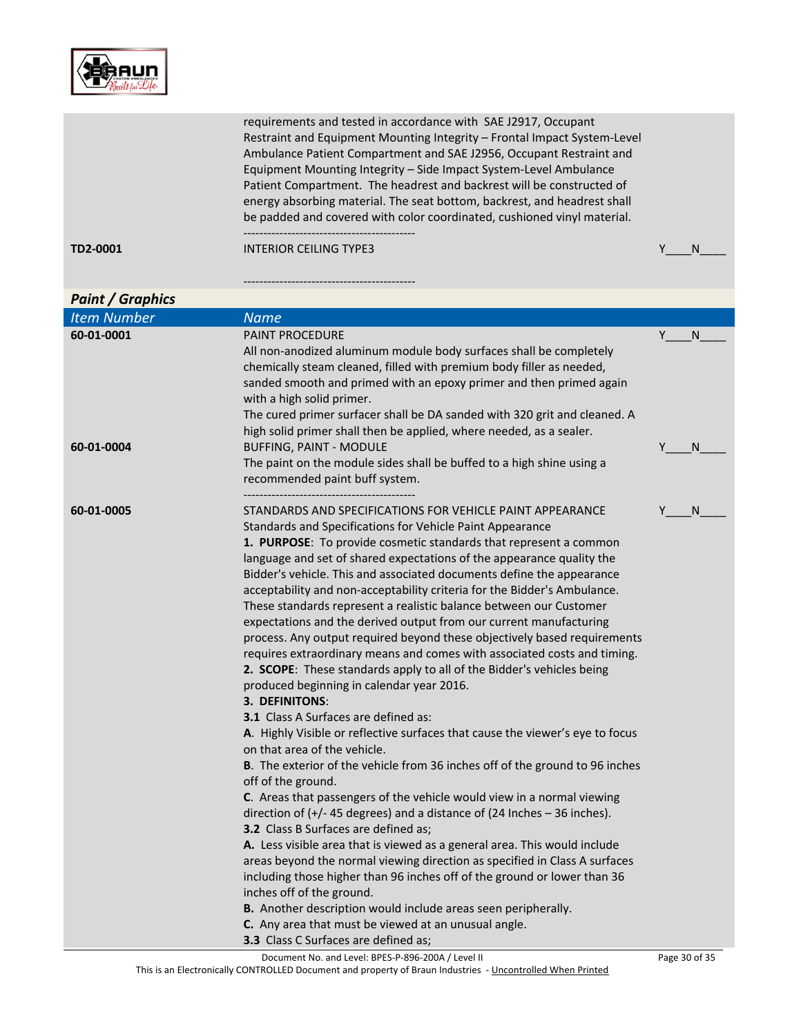| | | |
|---|---|---|
| | requirements and tested in accordance with SAE J2917, Occupant Restraint and Equipment Mounting Integrity – Frontal Impact System-Level Ambulance Patient Compartment and SAE J2956, Occupant Restraint and Equipment Mounting Integrity – Side Impact System-Level Ambulance Patient Compartment. The headrest and backrest will be constructed of energy absorbing material. The seat bottom, backrest, and headrest shall be padded and covered with color coordinated, cushioned vinyl material.<br>------------------------------------------- | |
| **TD2-0001** | INTERIOR CEILING TYPE3<br><br>------------------------------------------- | Y____N____ |

## *Paint / Graphics*

| *Item Number* | *Name* | |
|---|---|---|
| **60-01-0001** | PAINT PROCEDURE<br>All non-anodized aluminum module body surfaces shall be completely chemically steam cleaned, filled with premium body filler as needed, sanded smooth and primed with an epoxy primer and then primed again with a high solid primer.<br>The cured primer surfacer shall be DA sanded with 320 grit and cleaned. A high solid primer shall then be applied, where needed, as a sealer. | Y____N____ |
| **60-01-0004** | BUFFING, PAINT - MODULE<br>The paint on the module sides shall be buffed to a high shine using a recommended paint buff system.<br>------------------------------------------- | Y____N____ |
| **60-01-0005** | STANDARDS AND SPECIFICATIONS FOR VEHICLE PAINT APPEARANCE<br>Standards and Specifications for Vehicle Paint Appearance<br>**1. PURPOSE**: To provide cosmetic standards that represent a common language and set of shared expectations of the appearance quality the Bidder's vehicle. This and associated documents define the appearance acceptability and non-acceptability criteria for the Bidder's Ambulance. These standards represent a realistic balance between our Customer expectations and the derived output from our current manufacturing process. Any output required beyond these objectively based requirements requires extraordinary means and comes with associated costs and timing.<br>**2. SCOPE**: These standards apply to all of the Bidder's vehicles being produced beginning in calendar year 2016.<br>**3. DEFINITONS**:<br>**3.1** Class A Surfaces are defined as:<br>**A**. Highly Visible or reflective surfaces that cause the viewer's eye to focus on that area of the vehicle.<br>**B**. The exterior of the vehicle from 36 inches off of the ground to 96 inches off of the ground.<br>**C**. Areas that passengers of the vehicle would view in a normal viewing direction of (+/- 45 degrees) and a distance of (24 Inches – 36 inches).<br>**3.2** Class B Surfaces are defined as;<br>**A.** Less visible area that is viewed as a general area. This would include areas beyond the normal viewing direction as specified in Class A surfaces including those higher than 96 inches off of the ground or lower than 36 inches off of the ground.<br>**B.** Another description would include areas seen peripherally.<br>**C.** Any area that must be viewed at an unusual angle.<br>**3.3** Class C Surfaces are defined as; | Y____N____ |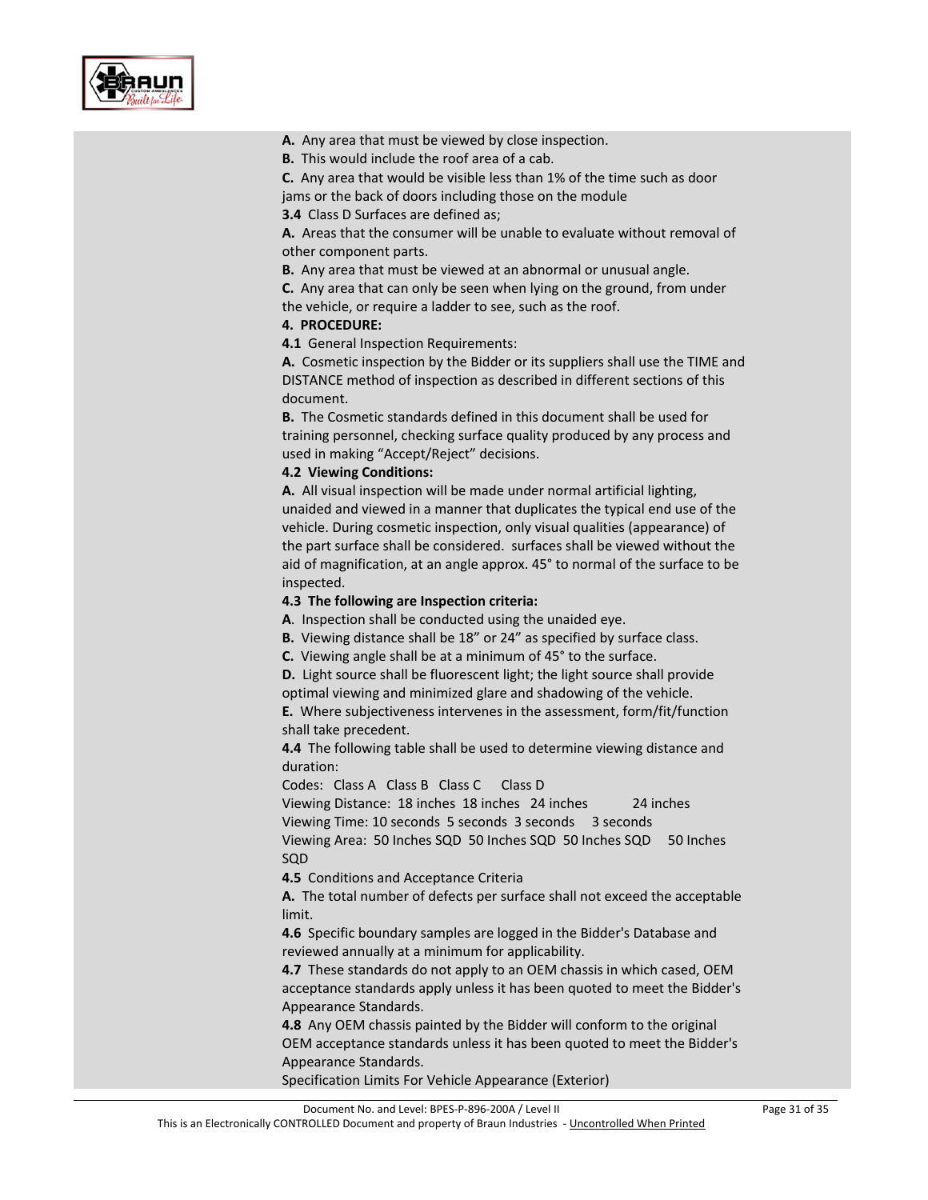**A.** Any area that must be viewed by close inspection.

**B.** This would include the roof area of a cab.

**C.** Any area that would be visible less than 1% of the time such as door jams or the back of doors including those on the module

**3.4** Class D Surfaces are defined as;

**A.** Areas that the consumer will be unable to evaluate without removal of other component parts.

**B.** Any area that must be viewed at an abnormal or unusual angle.

**C.** Any area that can only be seen when lying on the ground, from under the vehicle, or require a ladder to see, such as the roof.

**4. PROCEDURE:**

**4.1** General Inspection Requirements:

**A.** Cosmetic inspection by the Bidder or its suppliers shall use the TIME and DISTANCE method of inspection as described in different sections of this document.

**B.** The Cosmetic standards defined in this document shall be used for training personnel, checking surface quality produced by any process and used in making "Accept/Reject" decisions.

**4.2 Viewing Conditions:**

**A.** All visual inspection will be made under normal artificial lighting, unaided and viewed in a manner that duplicates the typical end use of the vehicle. During cosmetic inspection, only visual qualities (appearance) of the part surface shall be considered. surfaces shall be viewed without the aid of magnification, at an angle approx. 45° to normal of the surface to be inspected.

**4.3 The following are Inspection criteria:**

**A**. Inspection shall be conducted using the unaided eye.

**B.** Viewing distance shall be 18" or 24" as specified by surface class.

**C.** Viewing angle shall be at a minimum of 45° to the surface.

**D.** Light source shall be fluorescent light; the light source shall provide optimal viewing and minimized glare and shadowing of the vehicle.

**E.** Where subjectiveness intervenes in the assessment, form/fit/function shall take precedent.

**4.4** The following table shall be used to determine viewing distance and duration:

| Codes: | Class A | Class B | Class C | Class D |
|---|---|---|---|---|
| Viewing Distance: | 18 inches | 18 inches | 24 inches | 24 inches |
| Viewing Time: | 10 seconds | 5 seconds | 3 seconds | 3 seconds |
| Viewing Area: | 50 Inches SQD | 50 Inches SQD | 50 Inches SQD | 50 Inches SQD |

**4.5** Conditions and Acceptance Criteria

**A.** The total number of defects per surface shall not exceed the acceptable limit.

**4.6** Specific boundary samples are logged in the Bidder's Database and reviewed annually at a minimum for applicability.

**4.7** These standards do not apply to an OEM chassis in which cased, OEM acceptance standards apply unless it has been quoted to meet the Bidder's Appearance Standards.

**4.8** Any OEM chassis painted by the Bidder will conform to the original OEM acceptance standards unless it has been quoted to meet the Bidder's Appearance Standards.

Specification Limits For Vehicle Appearance (Exterior)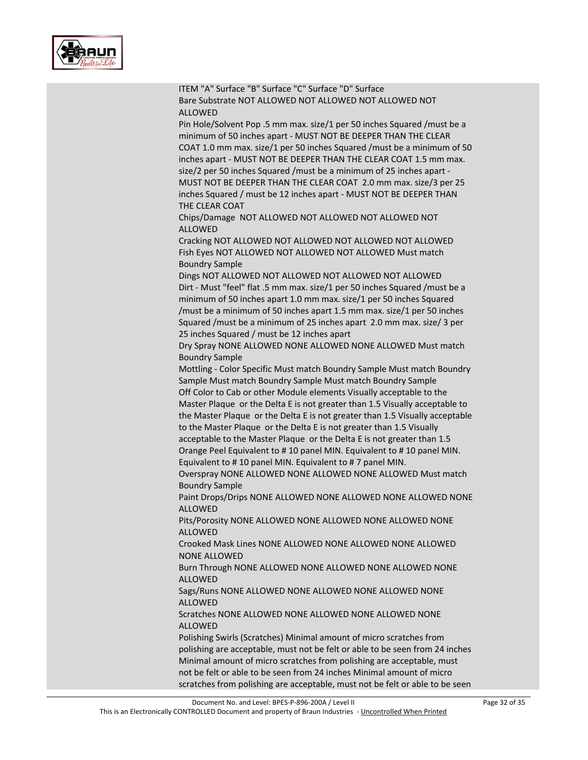ITEM "A" Surface "B" Surface "C" Surface "D" Surface
Bare Substrate NOT ALLOWED NOT ALLOWED NOT ALLOWED NOT ALLOWED
Pin Hole/Solvent Pop .5 mm max. size/1 per 50 inches Squared /must be a minimum of 50 inches apart - MUST NOT BE DEEPER THAN THE CLEAR COAT 1.0 mm max. size/1 per 50 inches Squared /must be a minimum of 50 inches apart - MUST NOT BE DEEPER THAN THE CLEAR COAT 1.5 mm max. size/2 per 50 inches Squared /must be a minimum of 25 inches apart - MUST NOT BE DEEPER THAN THE CLEAR COAT 2.0 mm max. size/3 per 25 inches Squared / must be 12 inches apart - MUST NOT BE DEEPER THAN THE CLEAR COAT
Chips/Damage NOT ALLOWED NOT ALLOWED NOT ALLOWED NOT ALLOWED
Cracking NOT ALLOWED NOT ALLOWED NOT ALLOWED NOT ALLOWED
Fish Eyes NOT ALLOWED NOT ALLOWED NOT ALLOWED Must match Boundry Sample
Dings NOT ALLOWED NOT ALLOWED NOT ALLOWED NOT ALLOWED
Dirt - Must "feel" flat .5 mm max. size/1 per 50 inches Squared /must be a minimum of 50 inches apart 1.0 mm max. size/1 per 50 inches Squared /must be a minimum of 50 inches apart 1.5 mm max. size/1 per 50 inches Squared /must be a minimum of 25 inches apart 2.0 mm max. size/ 3 per 25 inches Squared / must be 12 inches apart
Dry Spray NONE ALLOWED NONE ALLOWED NONE ALLOWED Must match Boundry Sample
Mottling - Color Specific Must match Boundry Sample Must match Boundry Sample Must match Boundry Sample Must match Boundry Sample
Off Color to Cab or other Module elements Visually acceptable to the Master Plaque or the Delta E is not greater than 1.5 Visually acceptable to the Master Plaque or the Delta E is not greater than 1.5 Visually acceptable to the Master Plaque or the Delta E is not greater than 1.5 Visually acceptable to the Master Plaque or the Delta E is not greater than 1.5
Orange Peel Equivalent to # 10 panel MIN. Equivalent to # 10 panel MIN. Equivalent to # 10 panel MIN. Equivalent to # 7 panel MIN.
Overspray NONE ALLOWED NONE ALLOWED NONE ALLOWED Must match Boundry Sample
Paint Drops/Drips NONE ALLOWED NONE ALLOWED NONE ALLOWED NONE ALLOWED
Pits/Porosity NONE ALLOWED NONE ALLOWED NONE ALLOWED NONE ALLOWED
Crooked Mask Lines NONE ALLOWED NONE ALLOWED NONE ALLOWED NONE ALLOWED
Burn Through NONE ALLOWED NONE ALLOWED NONE ALLOWED NONE ALLOWED
Sags/Runs NONE ALLOWED NONE ALLOWED NONE ALLOWED NONE ALLOWED
Scratches NONE ALLOWED NONE ALLOWED NONE ALLOWED NONE ALLOWED
Polishing Swirls (Scratches) Minimal amount of micro scratches from polishing are acceptable, must not be felt or able to be seen from 24 inches Minimal amount of micro scratches from polishing are acceptable, must not be felt or able to be seen from 24 inches Minimal amount of micro scratches from polishing are acceptable, must not be felt or able to be seen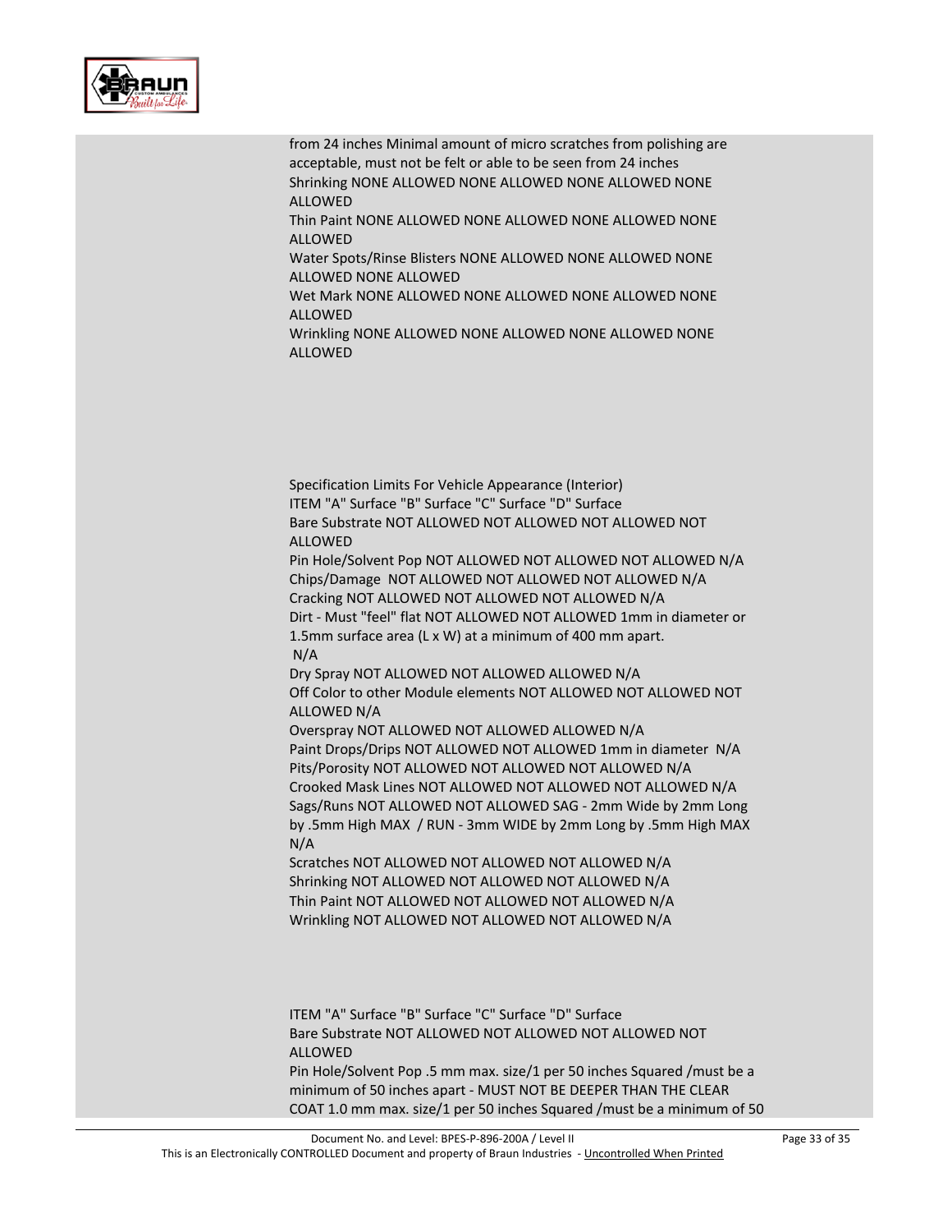from 24 inches Minimal amount of micro scratches from polishing are acceptable, must not be felt or able to be seen from 24 inches
Shrinking NONE ALLOWED NONE ALLOWED NONE ALLOWED NONE ALLOWED
Thin Paint NONE ALLOWED NONE ALLOWED NONE ALLOWED NONE ALLOWED
Water Spots/Rinse Blisters NONE ALLOWED NONE ALLOWED NONE ALLOWED NONE ALLOWED
Wet Mark NONE ALLOWED NONE ALLOWED NONE ALLOWED NONE ALLOWED
Wrinkling NONE ALLOWED NONE ALLOWED NONE ALLOWED NONE ALLOWED

Specification Limits For Vehicle Appearance (Interior)
ITEM "A" Surface "B" Surface "C" Surface "D" Surface
Bare Substrate NOT ALLOWED NOT ALLOWED NOT ALLOWED NOT ALLOWED
Pin Hole/Solvent Pop NOT ALLOWED NOT ALLOWED NOT ALLOWED N/A
Chips/Damage NOT ALLOWED NOT ALLOWED NOT ALLOWED N/A
Cracking NOT ALLOWED NOT ALLOWED NOT ALLOWED N/A
Dirt - Must "feel" flat NOT ALLOWED NOT ALLOWED 1mm in diameter or 1.5mm surface area (L x W) at a minimum of 400 mm apart.
N/A
Dry Spray NOT ALLOWED NOT ALLOWED ALLOWED N/A
Off Color to other Module elements NOT ALLOWED NOT ALLOWED NOT ALLOWED N/A
Overspray NOT ALLOWED NOT ALLOWED ALLOWED N/A
Paint Drops/Drips NOT ALLOWED NOT ALLOWED 1mm in diameter N/A
Pits/Porosity NOT ALLOWED NOT ALLOWED NOT ALLOWED N/A
Crooked Mask Lines NOT ALLOWED NOT ALLOWED NOT ALLOWED N/A
Sags/Runs NOT ALLOWED NOT ALLOWED SAG - 2mm Wide by 2mm Long by .5mm High MAX / RUN - 3mm WIDE by 2mm Long by .5mm High MAX N/A
Scratches NOT ALLOWED NOT ALLOWED NOT ALLOWED N/A
Shrinking NOT ALLOWED NOT ALLOWED NOT ALLOWED N/A
Thin Paint NOT ALLOWED NOT ALLOWED NOT ALLOWED N/A
Wrinkling NOT ALLOWED NOT ALLOWED NOT ALLOWED N/A

ITEM "A" Surface "B" Surface "C" Surface "D" Surface
Bare Substrate NOT ALLOWED NOT ALLOWED NOT ALLOWED NOT ALLOWED
Pin Hole/Solvent Pop .5 mm max. size/1 per 50 inches Squared /must be a minimum of 50 inches apart - MUST NOT BE DEEPER THAN THE CLEAR COAT 1.0 mm max. size/1 per 50 inches Squared /must be a minimum of 50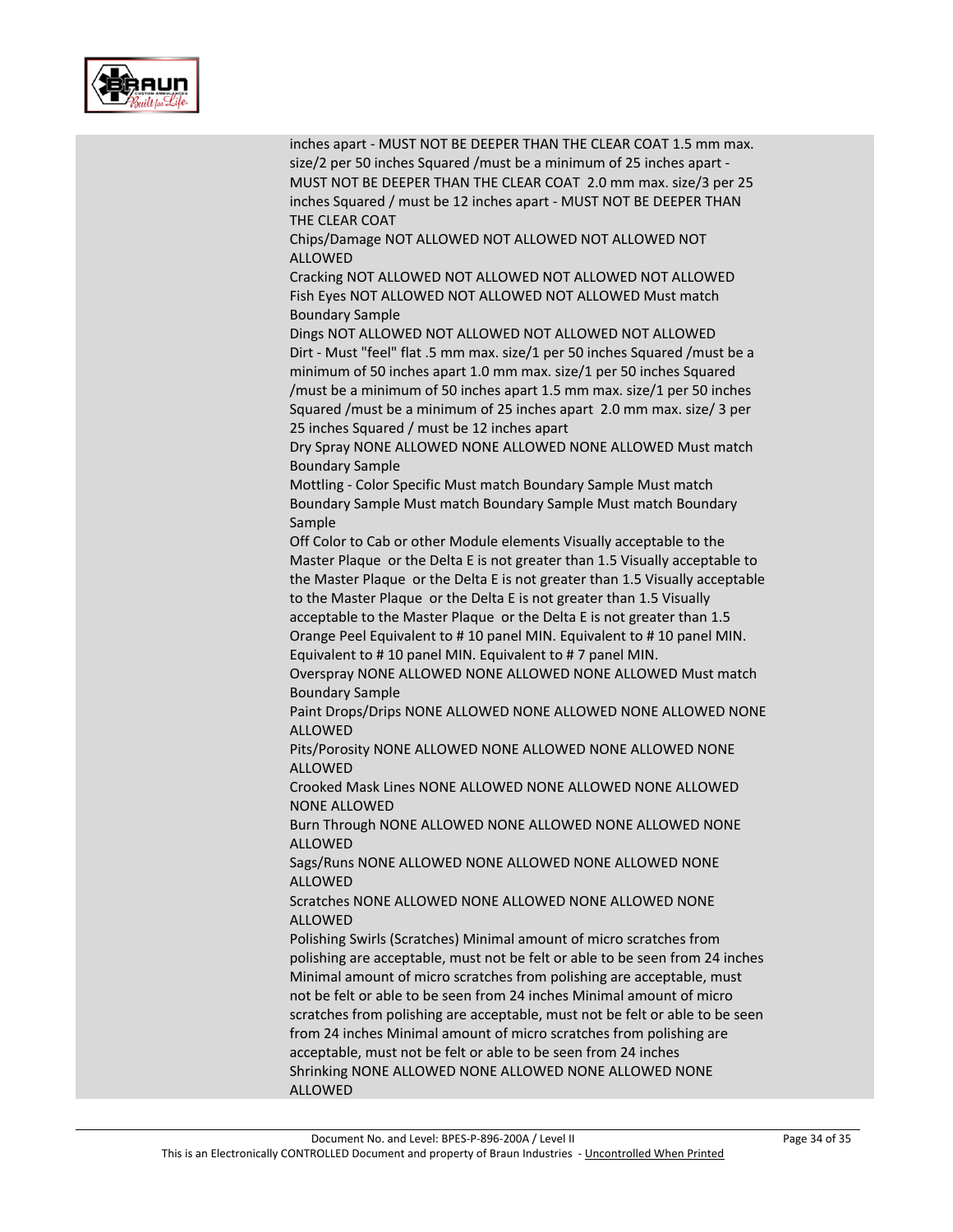inches apart - MUST NOT BE DEEPER THAN THE CLEAR COAT 1.5 mm max. size/2 per 50 inches Squared /must be a minimum of 25 inches apart - MUST NOT BE DEEPER THAN THE CLEAR COAT 2.0 mm max. size/3 per 25 inches Squared / must be 12 inches apart - MUST NOT BE DEEPER THAN THE CLEAR COAT

Chips/Damage NOT ALLOWED NOT ALLOWED NOT ALLOWED NOT ALLOWED

Cracking NOT ALLOWED NOT ALLOWED NOT ALLOWED NOT ALLOWED

Fish Eyes NOT ALLOWED NOT ALLOWED NOT ALLOWED Must match Boundary Sample

Dings NOT ALLOWED NOT ALLOWED NOT ALLOWED NOT ALLOWED

Dirt - Must "feel" flat .5 mm max. size/1 per 50 inches Squared /must be a minimum of 50 inches apart 1.0 mm max. size/1 per 50 inches Squared /must be a minimum of 50 inches apart 1.5 mm max. size/1 per 50 inches Squared /must be a minimum of 25 inches apart 2.0 mm max. size/ 3 per 25 inches Squared / must be 12 inches apart

Dry Spray NONE ALLOWED NONE ALLOWED NONE ALLOWED Must match Boundary Sample

Mottling - Color Specific Must match Boundary Sample Must match Boundary Sample Must match Boundary Sample Must match Boundary Sample

Off Color to Cab or other Module elements Visually acceptable to the Master Plaque or the Delta E is not greater than 1.5 Visually acceptable to the Master Plaque or the Delta E is not greater than 1.5 Visually acceptable to the Master Plaque or the Delta E is not greater than 1.5 Visually acceptable to the Master Plaque or the Delta E is not greater than 1.5

Orange Peel Equivalent to # 10 panel MIN. Equivalent to # 10 panel MIN. Equivalent to # 10 panel MIN. Equivalent to # 7 panel MIN.

Overspray NONE ALLOWED NONE ALLOWED NONE ALLOWED Must match Boundary Sample

Paint Drops/Drips NONE ALLOWED NONE ALLOWED NONE ALLOWED NONE ALLOWED

Pits/Porosity NONE ALLOWED NONE ALLOWED NONE ALLOWED NONE ALLOWED

Crooked Mask Lines NONE ALLOWED NONE ALLOWED NONE ALLOWED NONE ALLOWED

Burn Through NONE ALLOWED NONE ALLOWED NONE ALLOWED NONE ALLOWED

Sags/Runs NONE ALLOWED NONE ALLOWED NONE ALLOWED NONE ALLOWED

Scratches NONE ALLOWED NONE ALLOWED NONE ALLOWED NONE ALLOWED

Polishing Swirls (Scratches) Minimal amount of micro scratches from polishing are acceptable, must not be felt or able to be seen from 24 inches Minimal amount of micro scratches from polishing are acceptable, must not be felt or able to be seen from 24 inches Minimal amount of micro scratches from polishing are acceptable, must not be felt or able to be seen from 24 inches Minimal amount of micro scratches from polishing are acceptable, must not be felt or able to be seen from 24 inches

Shrinking NONE ALLOWED NONE ALLOWED NONE ALLOWED NONE ALLOWED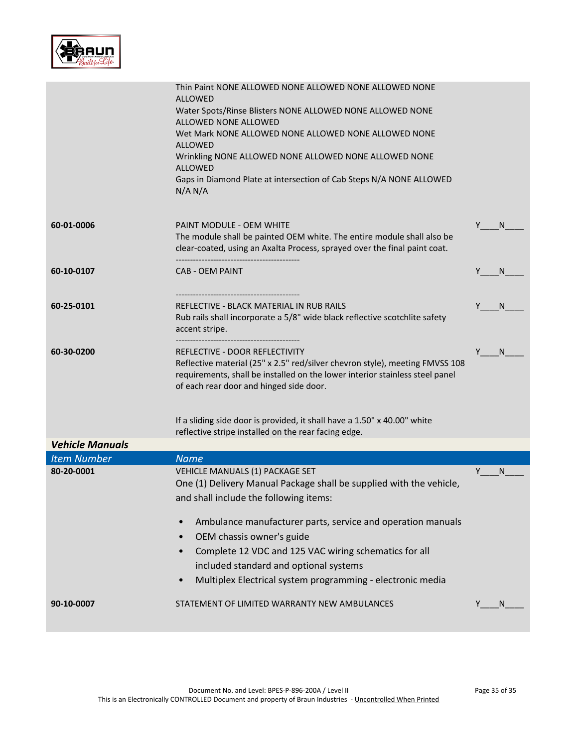| | | |
|---|---|---|
| | Thin Paint NONE ALLOWED NONE ALLOWED NONE ALLOWED NONE ALLOWED<br>Water Spots/Rinse Blisters NONE ALLOWED NONE ALLOWED NONE ALLOWED NONE ALLOWED<br>Wet Mark NONE ALLOWED NONE ALLOWED NONE ALLOWED NONE ALLOWED<br>Wrinkling NONE ALLOWED NONE ALLOWED NONE ALLOWED NONE ALLOWED<br>Gaps in Diamond Plate at intersection of Cab Steps N/A NONE ALLOWED N/A N/A | |
| **60-01-0006** | PAINT MODULE - OEM WHITE<br>The module shall be painted OEM white. The entire module shall also be clear-coated, using an Axalta Process, sprayed over the final paint coat.<br>------------------------------------------- | Y____N____ |
| **60-10-0107** | CAB - OEM PAINT<br>------------------------------------------- | Y____N____ |
| **60-25-0101** | REFLECTIVE - BLACK MATERIAL IN RUB RAILS<br>Rub rails shall incorporate a 5/8" wide black reflective scotchlite safety accent stripe.<br>------------------------------------------- | Y____N____ |
| **60-30-0200** | REFLECTIVE - DOOR REFLECTIVITY<br>Reflective material (25" x 2.5" red/silver chevron style), meeting FMVSS 108 requirements, shall be installed on the lower interior stainless steel panel of each rear door and hinged side door.<br><br>If a sliding side door is provided, it shall have a 1.50" x 40.00" white reflective stripe installed on the rear facing edge. | Y____N____ |

***Vehicle Manuals***

| *Item Number* | *Name* | |
|---|---|---|
| **80-20-0001** | VEHICLE MANUALS (1) PACKAGE SET<br>One (1) Delivery Manual Package shall be supplied with the vehicle, and shall include the following items:<br>• Ambulance manufacturer parts, service and operation manuals<br>• OEM chassis owner's guide<br>• Complete 12 VDC and 125 VAC wiring schematics for all included standard and optional systems<br>• Multiplex Electrical system programming - electronic media | Y____N____ |
| **90-10-0007** | STATEMENT OF LIMITED WARRANTY NEW AMBULANCES | Y____N____ |